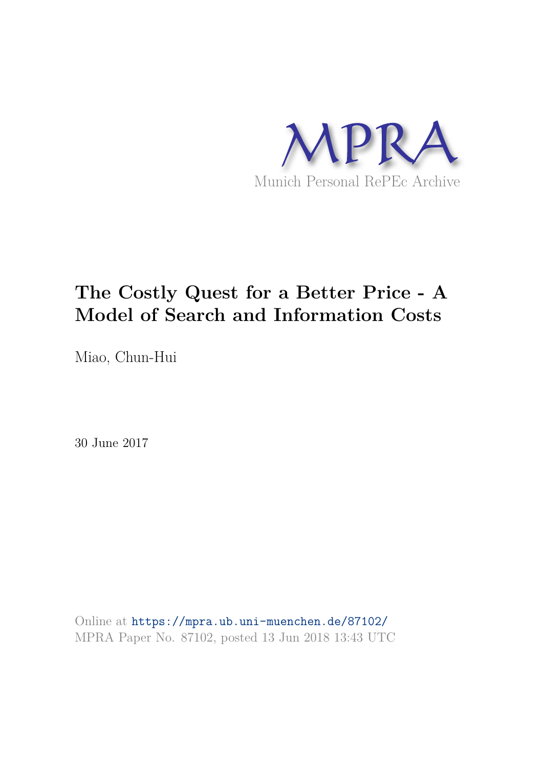MPRA

Munich Personal RePEc Archive

# The Costly Quest for a Better Price - A Model of Search and Information Costs

Miao, Chun-Hui

30 June 2017

Online at https://mpra.ub.uni-muenchen.de/87102/
MPRA Paper No. 87102, posted 13 Jun 2018 13:43 UTC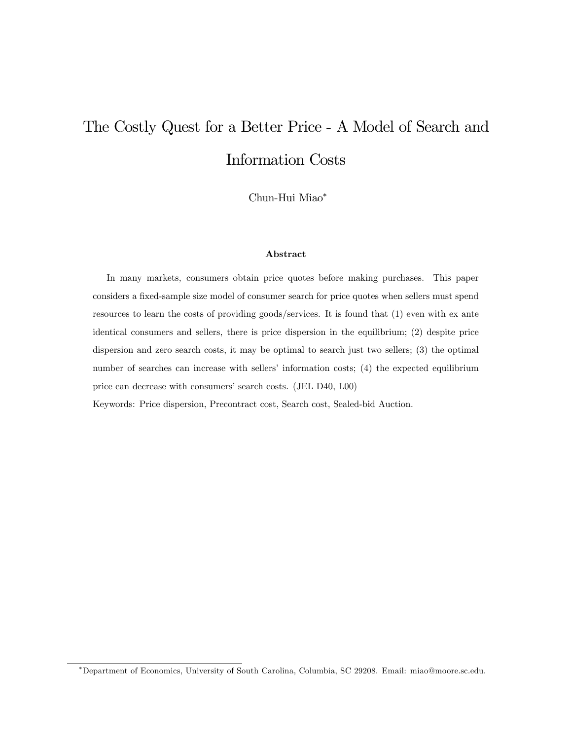# The Costly Quest for a Better Price - A Model of Search and Information Costs

Chun-Hui Miao[*]

### Abstract

In many markets, consumers obtain price quotes before making purchases. This paper considers a fixed-sample size model of consumer search for price quotes when sellers must spend resources to learn the costs of providing goods/services. It is found that (1) even with ex ante identical consumers and sellers, there is price dispersion in the equilibrium; (2) despite price dispersion and zero search costs, it may be optimal to search just two sellers; (3) the optimal number of searches can increase with sellers' information costs; (4) the expected equilibrium price can decrease with consumers' search costs. (JEL D40, L00)

Keywords: Price dispersion, Precontract cost, Search cost, Sealed-bid Auction.

[*] Department of Economics, University of South Carolina, Columbia, SC 29208. Email: miao@moore.sc.edu.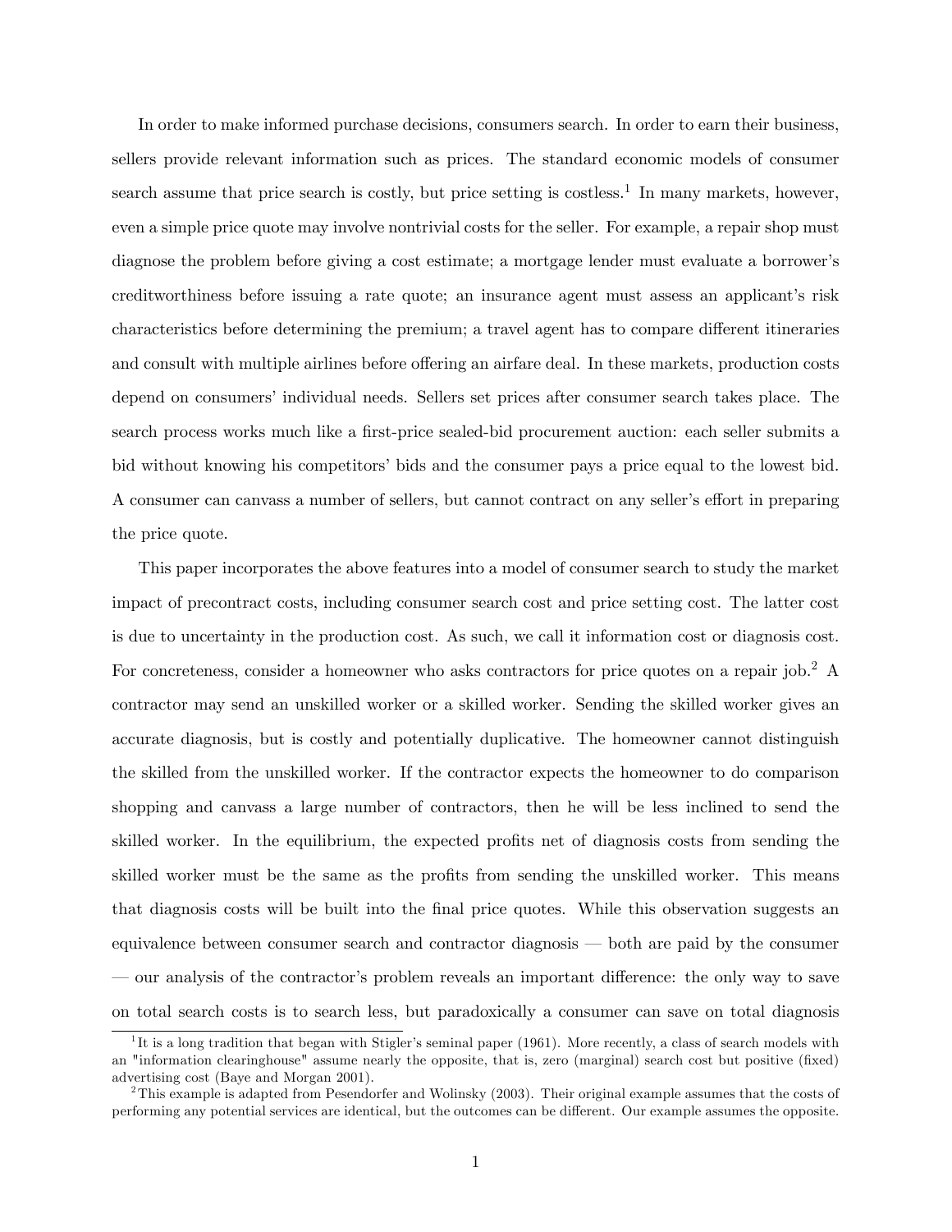In order to make informed purchase decisions, consumers search. In order to earn their business, sellers provide relevant information such as prices. The standard economic models of consumer search assume that price search is costly, but price setting is costless.[1] In many markets, however, even a simple price quote may involve nontrivial costs for the seller. For example, a repair shop must diagnose the problem before giving a cost estimate; a mortgage lender must evaluate a borrower's creditworthiness before issuing a rate quote; an insurance agent must assess an applicant's risk characteristics before determining the premium; a travel agent has to compare different itineraries and consult with multiple airlines before offering an airfare deal. In these markets, production costs depend on consumers' individual needs. Sellers set prices after consumer search takes place. The search process works much like a first-price sealed-bid procurement auction: each seller submits a bid without knowing his competitors' bids and the consumer pays a price equal to the lowest bid. A consumer can canvass a number of sellers, but cannot contract on any seller's effort in preparing the price quote.

This paper incorporates the above features into a model of consumer search to study the market impact of precontract costs, including consumer search cost and price setting cost. The latter cost is due to uncertainty in the production cost. As such, we call it information cost or diagnosis cost. For concreteness, consider a homeowner who asks contractors for price quotes on a repair job.[2] A contractor may send an unskilled worker or a skilled worker. Sending the skilled worker gives an accurate diagnosis, but is costly and potentially duplicative. The homeowner cannot distinguish the skilled from the unskilled worker. If the contractor expects the homeowner to do comparison shopping and canvass a large number of contractors, then he will be less inclined to send the skilled worker. In the equilibrium, the expected profits net of diagnosis costs from sending the skilled worker must be the same as the profits from sending the unskilled worker. This means that diagnosis costs will be built into the final price quotes. While this observation suggests an equivalence between consumer search and contractor diagnosis — both are paid by the consumer — our analysis of the contractor's problem reveals an important difference: the only way to save on total search costs is to search less, but paradoxically a consumer can save on total diagnosis

[1] It is a long tradition that began with Stigler's seminal paper (1961). More recently, a class of search models with an "information clearinghouse" assume nearly the opposite, that is, zero (marginal) search cost but positive (fixed) advertising cost (Baye and Morgan 2001).

[2] This example is adapted from Pesendorfer and Wolinsky (2003). Their original example assumes that the costs of performing any potential services are identical, but the outcomes can be different. Our example assumes the opposite.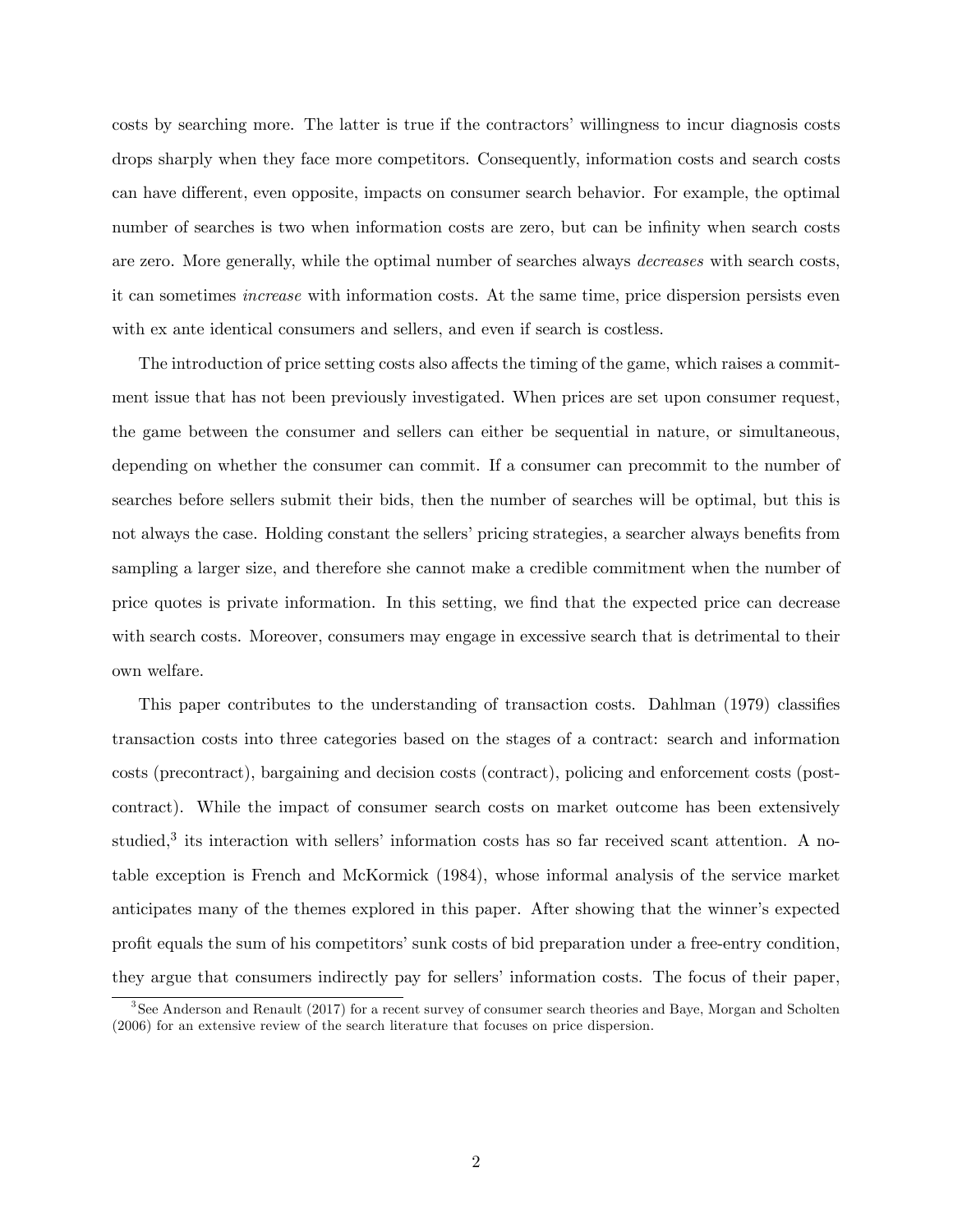costs by searching more. The latter is true if the contractors' willingness to incur diagnosis costs drops sharply when they face more competitors. Consequently, information costs and search costs can have different, even opposite, impacts on consumer search behavior. For example, the optimal number of searches is two when information costs are zero, but can be infinity when search costs are zero. More generally, while the optimal number of searches always *decreases* with search costs, it can sometimes *increase* with information costs. At the same time, price dispersion persists even with ex ante identical consumers and sellers, and even if search is costless.

The introduction of price setting costs also affects the timing of the game, which raises a commitment issue that has not been previously investigated. When prices are set upon consumer request, the game between the consumer and sellers can either be sequential in nature, or simultaneous, depending on whether the consumer can commit. If a consumer can precommit to the number of searches before sellers submit their bids, then the number of searches will be optimal, but this is not always the case. Holding constant the sellers' pricing strategies, a searcher always benefits from sampling a larger size, and therefore she cannot make a credible commitment when the number of price quotes is private information. In this setting, we find that the expected price can decrease with search costs. Moreover, consumers may engage in excessive search that is detrimental to their own welfare.

This paper contributes to the understanding of transaction costs. Dahlman (1979) classifies transaction costs into three categories based on the stages of a contract: search and information costs (precontract), bargaining and decision costs (contract), policing and enforcement costs (postcontract). While the impact of consumer search costs on market outcome has been extensively studied,[3] its interaction with sellers' information costs has so far received scant attention. A notable exception is French and McKormick (1984), whose informal analysis of the service market anticipates many of the themes explored in this paper. After showing that the winner's expected profit equals the sum of his competitors' sunk costs of bid preparation under a free-entry condition, they argue that consumers indirectly pay for sellers' information costs. The focus of their paper,

[3] See Anderson and Renault (2017) for a recent survey of consumer search theories and Baye, Morgan and Scholten (2006) for an extensive review of the search literature that focuses on price dispersion.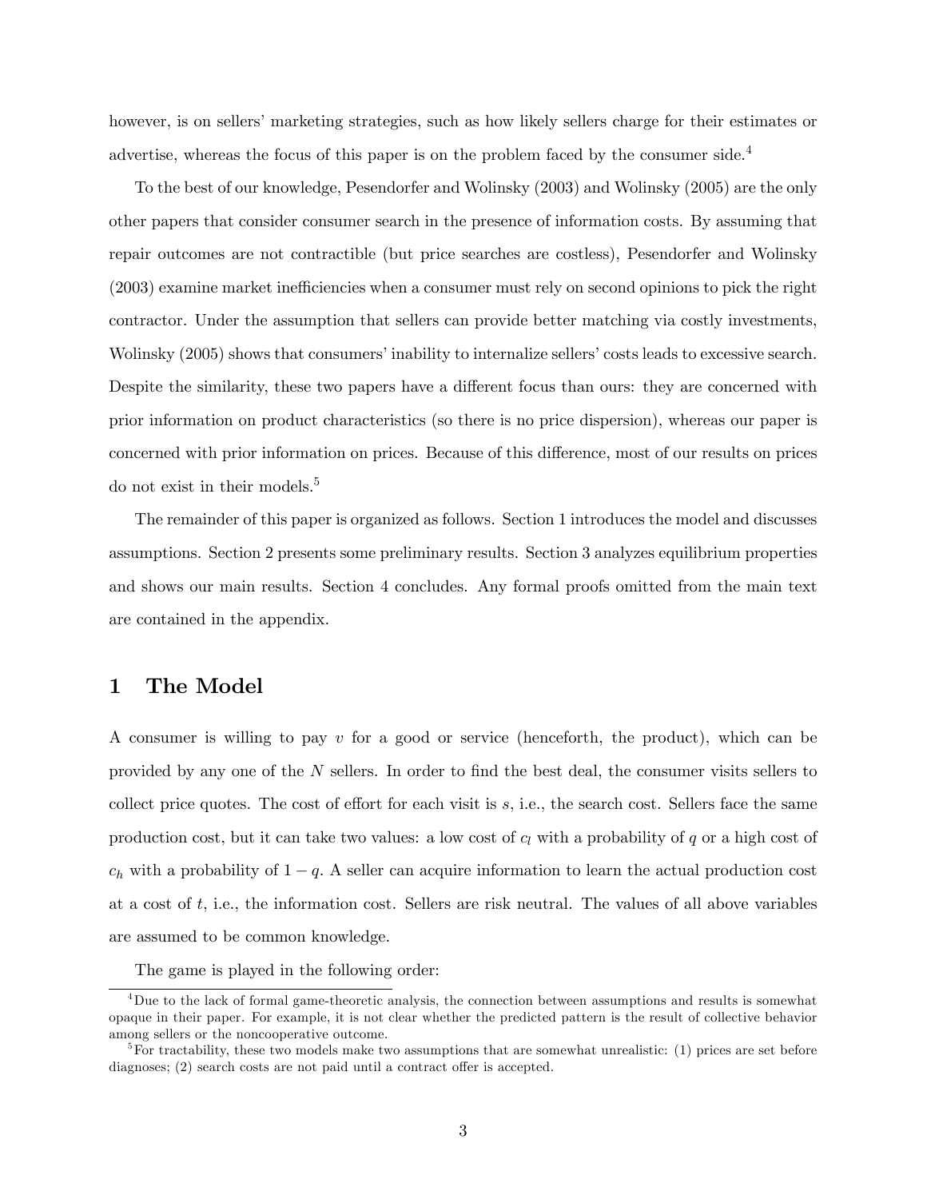however, is on sellers' marketing strategies, such as how likely sellers charge for their estimates or advertise, whereas the focus of this paper is on the problem faced by the consumer side.[4]

To the best of our knowledge, Pesendorfer and Wolinsky (2003) and Wolinsky (2005) are the only other papers that consider consumer search in the presence of information costs. By assuming that repair outcomes are not contractible (but price searches are costless), Pesendorfer and Wolinsky (2003) examine market inefficiencies when a consumer must rely on second opinions to pick the right contractor. Under the assumption that sellers can provide better matching via costly investments, Wolinsky (2005) shows that consumers' inability to internalize sellers' costs leads to excessive search. Despite the similarity, these two papers have a different focus than ours: they are concerned with prior information on product characteristics (so there is no price dispersion), whereas our paper is concerned with prior information on prices. Because of this difference, most of our results on prices do not exist in their models.[5]

The remainder of this paper is organized as follows. Section 1 introduces the model and discusses assumptions. Section 2 presents some preliminary results. Section 3 analyzes equilibrium properties and shows our main results. Section 4 concludes. Any formal proofs omitted from the main text are contained in the appendix.

# 1 The Model

A consumer is willing to pay $v$ for a good or service (henceforth, the product), which can be provided by any one of the $N$ sellers. In order to find the best deal, the consumer visits sellers to collect price quotes. The cost of effort for each visit is $s$, i.e., the search cost. Sellers face the same production cost, but it can take two values: a low cost of $c_l$ with a probability of $q$ or a high cost of $c_h$ with a probability of $1-q$. A seller can acquire information to learn the actual production cost at a cost of $t$, i.e., the information cost. Sellers are risk neutral. The values of all above variables are assumed to be common knowledge.

The game is played in the following order:

---

[4] Due to the lack of formal game-theoretic analysis, the connection between assumptions and results is somewhat opaque in their paper. For example, it is not clear whether the predicted pattern is the result of collective behavior among sellers or the noncooperative outcome.

[5] For tractability, these two models make two assumptions that are somewhat unrealistic: (1) prices are set before diagnoses; (2) search costs are not paid until a contract offer is accepted.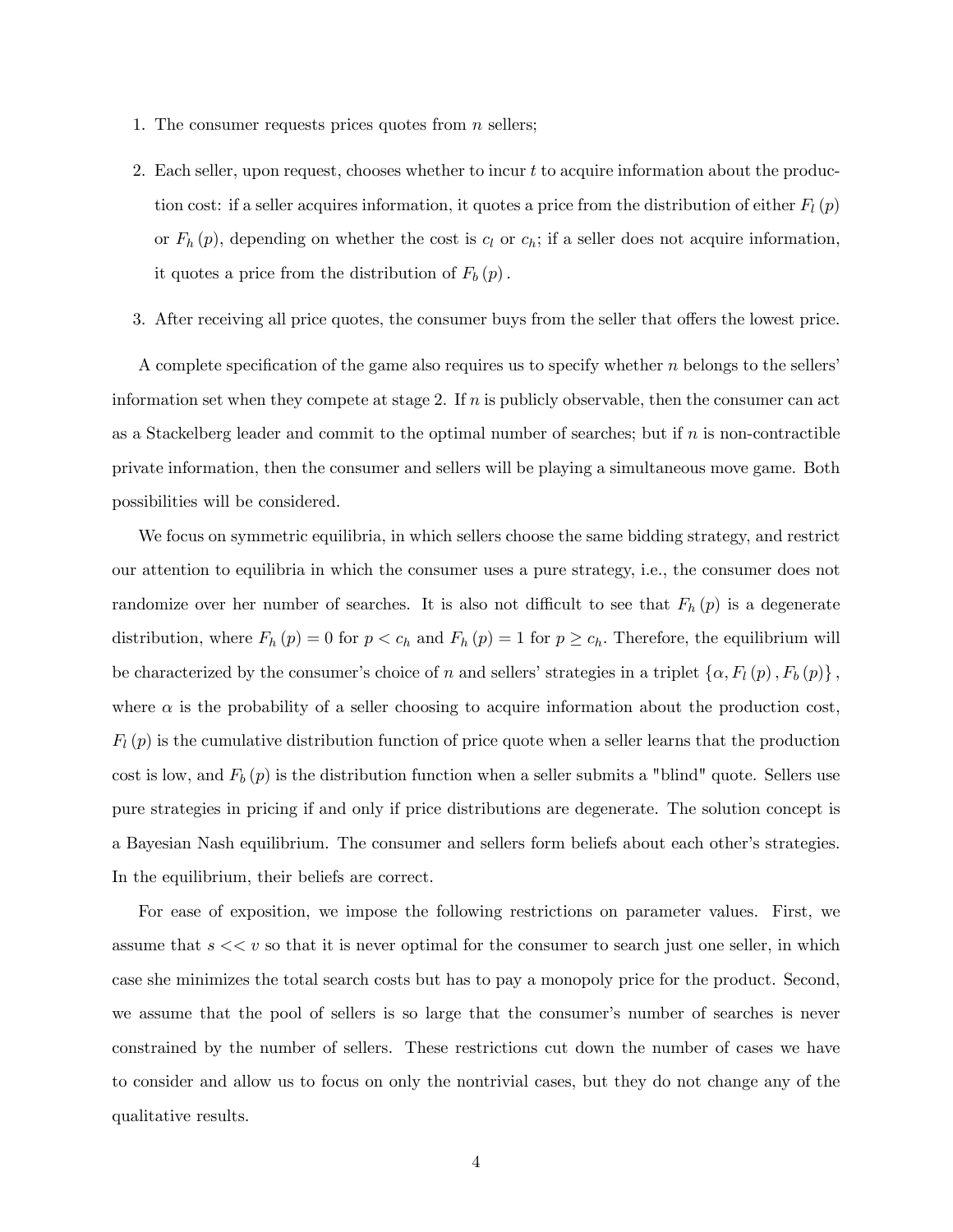1. The consumer requests prices quotes from $n$ sellers;
2. Each seller, upon request, chooses whether to incur $t$ to acquire information about the production cost: if a seller acquires information, it quotes a price from the distribution of either $F_l(p)$ or $F_h(p)$, depending on whether the cost is $c_l$ or $c_h$; if a seller does not acquire information, it quotes a price from the distribution of $F_b(p)$.
3. After receiving all price quotes, the consumer buys from the seller that offers the lowest price.

A complete specification of the game also requires us to specify whether $n$ belongs to the sellers' information set when they compete at stage 2. If $n$ is publicly observable, then the consumer can act as a Stackelberg leader and commit to the optimal number of searches; but if $n$ is non-contractible private information, then the consumer and sellers will be playing a simultaneous move game. Both possibilities will be considered.

We focus on symmetric equilibria, in which sellers choose the same bidding strategy, and restrict our attention to equilibria in which the consumer uses a pure strategy, i.e., the consumer does not randomize over her number of searches. It is also not difficult to see that $F_h(p)$ is a degenerate distribution, where $F_h(p) = 0$ for $p < c_h$ and $F_h(p) = 1$ for $p \geq c_h$. Therefore, the equilibrium will be characterized by the consumer's choice of $n$ and sellers' strategies in a triplet $\{\alpha, F_l(p), F_b(p)\}$, where $\alpha$ is the probability of a seller choosing to acquire information about the production cost, $F_l(p)$ is the cumulative distribution function of price quote when a seller learns that the production cost is low, and $F_b(p)$ is the distribution function when a seller submits a "blind" quote. Sellers use pure strategies in pricing if and only if price distributions are degenerate. The solution concept is a Bayesian Nash equilibrium. The consumer and sellers form beliefs about each other's strategies. In the equilibrium, their beliefs are correct.

For ease of exposition, we impose the following restrictions on parameter values. First, we assume that $s << v$ so that it is never optimal for the consumer to search just one seller, in which case she minimizes the total search costs but has to pay a monopoly price for the product. Second, we assume that the pool of sellers is so large that the consumer's number of searches is never constrained by the number of sellers. These restrictions cut down the number of cases we have to consider and allow us to focus on only the nontrivial cases, but they do not change any of the qualitative results.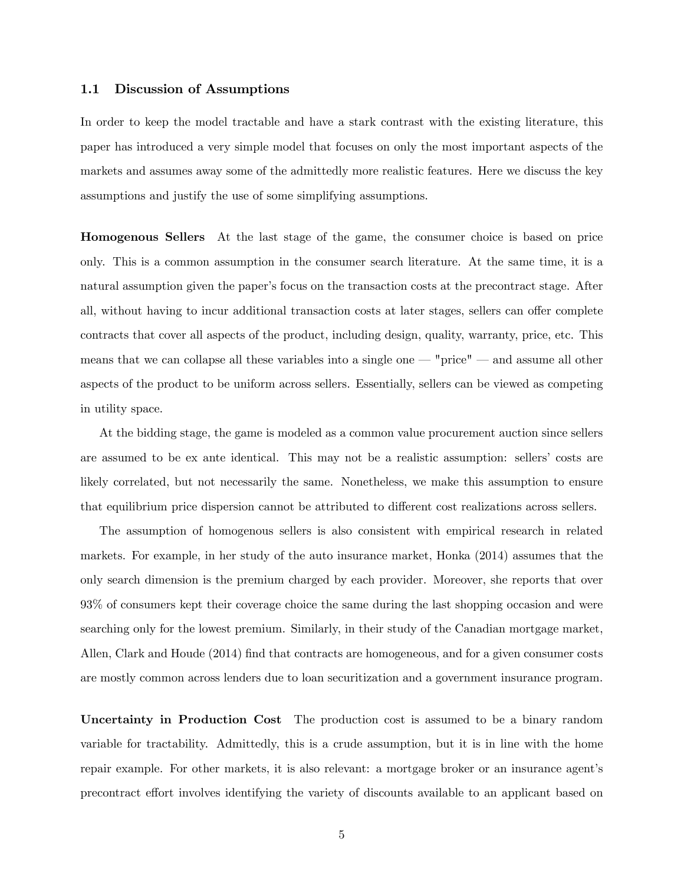### 1.1 Discussion of Assumptions

In order to keep the model tractable and have a stark contrast with the existing literature, this paper has introduced a very simple model that focuses on only the most important aspects of the markets and assumes away some of the admittedly more realistic features. Here we discuss the key assumptions and justify the use of some simplifying assumptions.

**Homogenous Sellers** At the last stage of the game, the consumer choice is based on price only. This is a common assumption in the consumer search literature. At the same time, it is a natural assumption given the paper's focus on the transaction costs at the precontract stage. After all, without having to incur additional transaction costs at later stages, sellers can offer complete contracts that cover all aspects of the product, including design, quality, warranty, price, etc. This means that we can collapse all these variables into a single one — "price" — and assume all other aspects of the product to be uniform across sellers. Essentially, sellers can be viewed as competing in utility space.

At the bidding stage, the game is modeled as a common value procurement auction since sellers are assumed to be ex ante identical. This may not be a realistic assumption: sellers' costs are likely correlated, but not necessarily the same. Nonetheless, we make this assumption to ensure that equilibrium price dispersion cannot be attributed to different cost realizations across sellers.

The assumption of homogenous sellers is also consistent with empirical research in related markets. For example, in her study of the auto insurance market, Honka (2014) assumes that the only search dimension is the premium charged by each provider. Moreover, she reports that over 93% of consumers kept their coverage choice the same during the last shopping occasion and were searching only for the lowest premium. Similarly, in their study of the Canadian mortgage market, Allen, Clark and Houde (2014) find that contracts are homogeneous, and for a given consumer costs are mostly common across lenders due to loan securitization and a government insurance program.

**Uncertainty in Production Cost** The production cost is assumed to be a binary random variable for tractability. Admittedly, this is a crude assumption, but it is in line with the home repair example. For other markets, it is also relevant: a mortgage broker or an insurance agent's precontract effort involves identifying the variety of discounts available to an applicant based on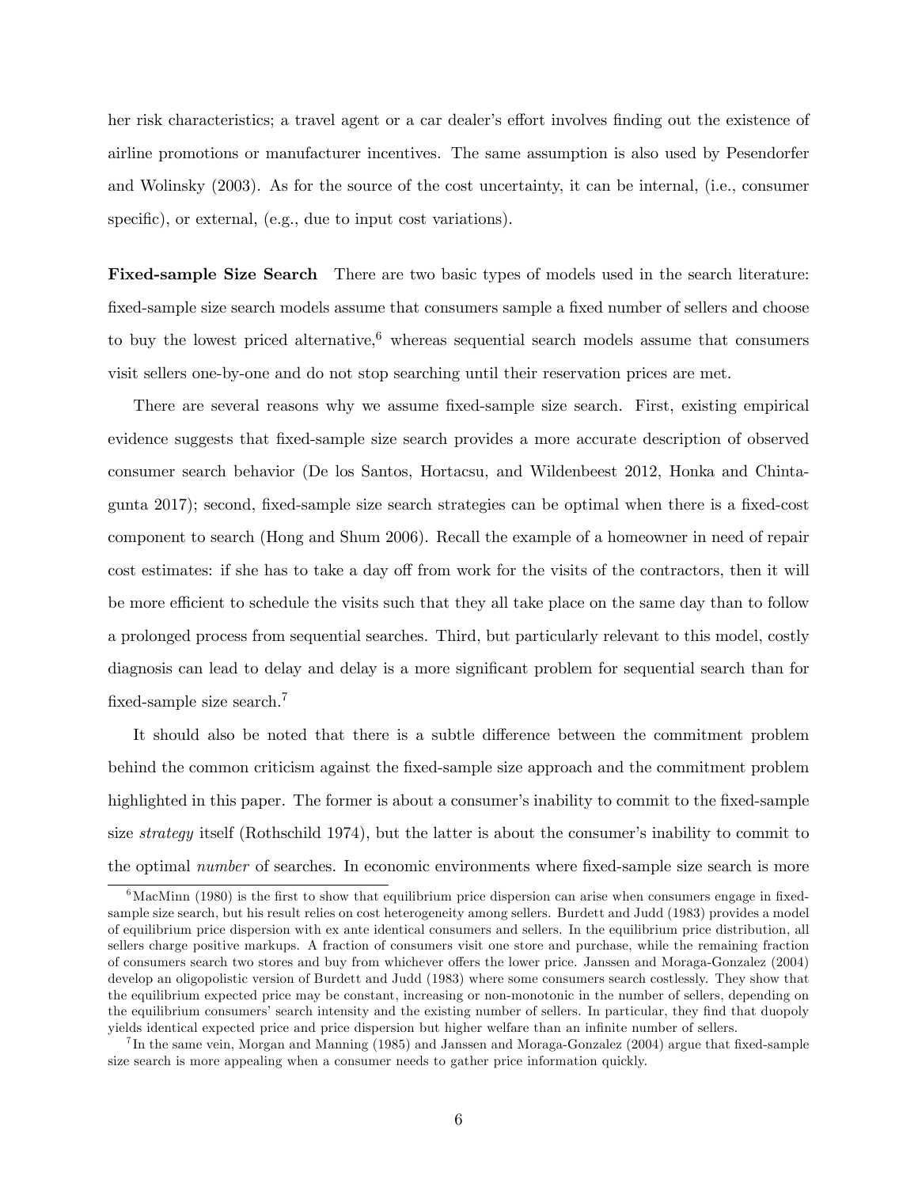her risk characteristics; a travel agent or a car dealer's effort involves finding out the existence of airline promotions or manufacturer incentives. The same assumption is also used by Pesendorfer and Wolinsky (2003). As for the source of the cost uncertainty, it can be internal, (i.e., consumer specific), or external, (e.g., due to input cost variations).

**Fixed-sample Size Search** There are two basic types of models used in the search literature: fixed-sample size search models assume that consumers sample a fixed number of sellers and choose to buy the lowest priced alternative,[6] whereas sequential search models assume that consumers visit sellers one-by-one and do not stop searching until their reservation prices are met.

There are several reasons why we assume fixed-sample size search. First, existing empirical evidence suggests that fixed-sample size search provides a more accurate description of observed consumer search behavior (De los Santos, Hortacsu, and Wildenbeest 2012, Honka and Chintagunta 2017); second, fixed-sample size search strategies can be optimal when there is a fixed-cost component to search (Hong and Shum 2006). Recall the example of a homeowner in need of repair cost estimates: if she has to take a day off from work for the visits of the contractors, then it will be more efficient to schedule the visits such that they all take place on the same day than to follow a prolonged process from sequential searches. Third, but particularly relevant to this model, costly diagnosis can lead to delay and delay is a more significant problem for sequential search than for fixed-sample size search.[7]

It should also be noted that there is a subtle difference between the commitment problem behind the common criticism against the fixed-sample size approach and the commitment problem highlighted in this paper. The former is about a consumer's inability to commit to the fixed-sample size *strategy* itself (Rothschild 1974), but the latter is about the consumer's inability to commit to the optimal *number* of searches. In economic environments where fixed-sample size search is more

[6] MacMinn (1980) is the first to show that equilibrium price dispersion can arise when consumers engage in fixed-sample size search, but his result relies on cost heterogeneity among sellers. Burdett and Judd (1983) provides a model of equilibrium price dispersion with ex ante identical consumers and sellers. In the equilibrium price distribution, all sellers charge positive markups. A fraction of consumers visit one store and purchase, while the remaining fraction of consumers search two stores and buy from whichever offers the lower price. Janssen and Moraga-Gonzalez (2004) develop an oligopolistic version of Burdett and Judd (1983) where some consumers search costlessly. They show that the equilibrium expected price may be constant, increasing or non-monotonic in the number of sellers, depending on the equilibrium consumers' search intensity and the existing number of sellers. In particular, they find that duopoly yields identical expected price and price dispersion but higher welfare than an infinite number of sellers.

[7] In the same vein, Morgan and Manning (1985) and Janssen and Moraga-Gonzalez (2004) argue that fixed-sample size search is more appealing when a consumer needs to gather price information quickly.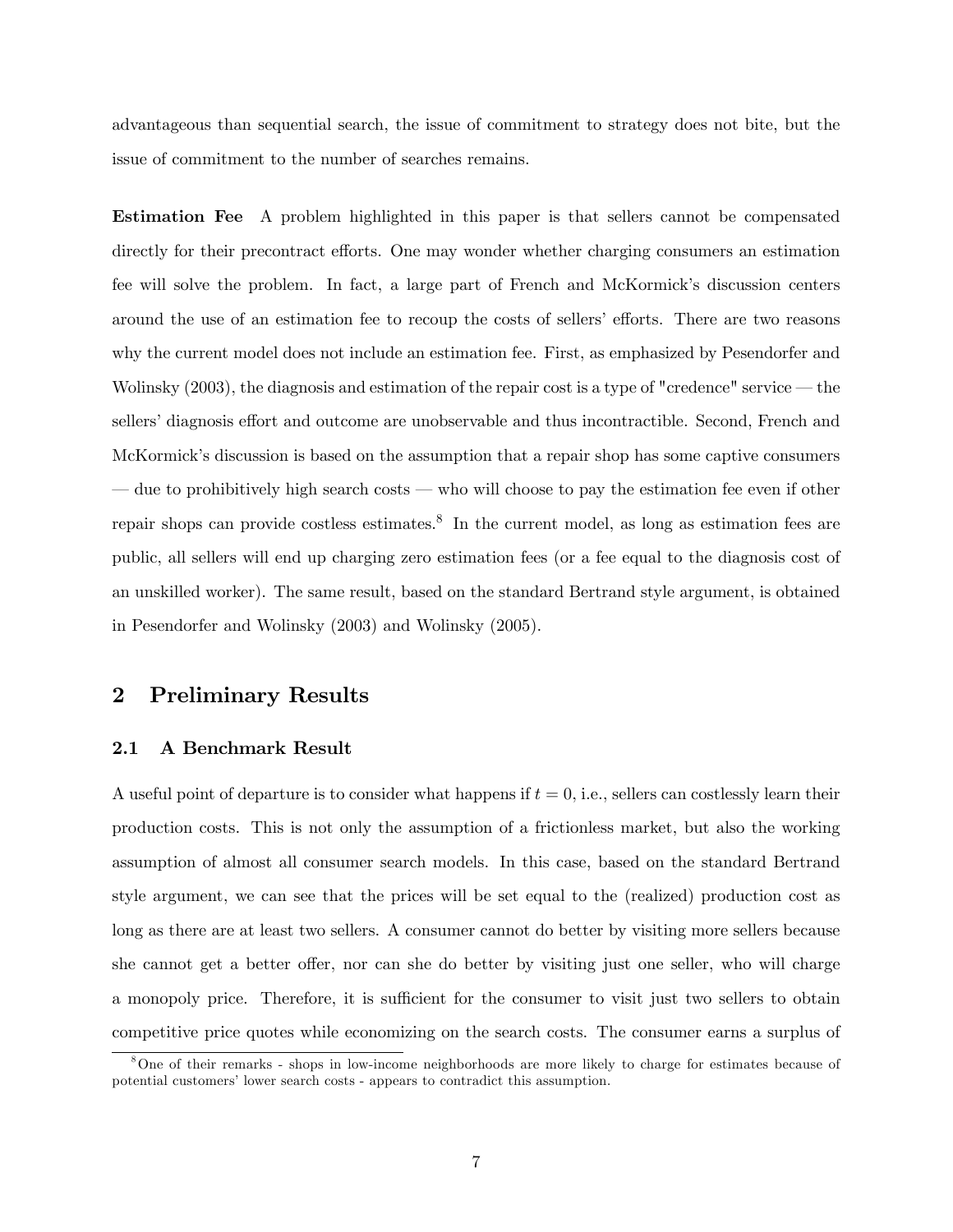advantageous than sequential search, the issue of commitment to strategy does not bite, but the issue of commitment to the number of searches remains.

**Estimation Fee** A problem highlighted in this paper is that sellers cannot be compensated directly for their precontract efforts. One may wonder whether charging consumers an estimation fee will solve the problem. In fact, a large part of French and McKormick's discussion centers around the use of an estimation fee to recoup the costs of sellers' efforts. There are two reasons why the current model does not include an estimation fee. First, as emphasized by Pesendorfer and Wolinsky (2003), the diagnosis and estimation of the repair cost is a type of "credence" service — the sellers' diagnosis effort and outcome are unobservable and thus incontractible. Second, French and McKormick's discussion is based on the assumption that a repair shop has some captive consumers — due to prohibitively high search costs — who will choose to pay the estimation fee even if other repair shops can provide costless estimates.[8] In the current model, as long as estimation fees are public, all sellers will end up charging zero estimation fees (or a fee equal to the diagnosis cost of an unskilled worker). The same result, based on the standard Bertrand style argument, is obtained in Pesendorfer and Wolinsky (2003) and Wolinsky (2005).

## 2 Preliminary Results

### 2.1 A Benchmark Result

A useful point of departure is to consider what happens if $t = 0$, i.e., sellers can costlessly learn their production costs. This is not only the assumption of a frictionless market, but also the working assumption of almost all consumer search models. In this case, based on the standard Bertrand style argument, we can see that the prices will be set equal to the (realized) production cost as long as there are at least two sellers. A consumer cannot do better by visiting more sellers because she cannot get a better offer, nor can she do better by visiting just one seller, who will charge a monopoly price. Therefore, it is sufficient for the consumer to visit just two sellers to obtain competitive price quotes while economizing on the search costs. The consumer earns a surplus of

[8] One of their remarks - shops in low-income neighborhoods are more likely to charge for estimates because of potential customers' lower search costs - appears to contradict this assumption.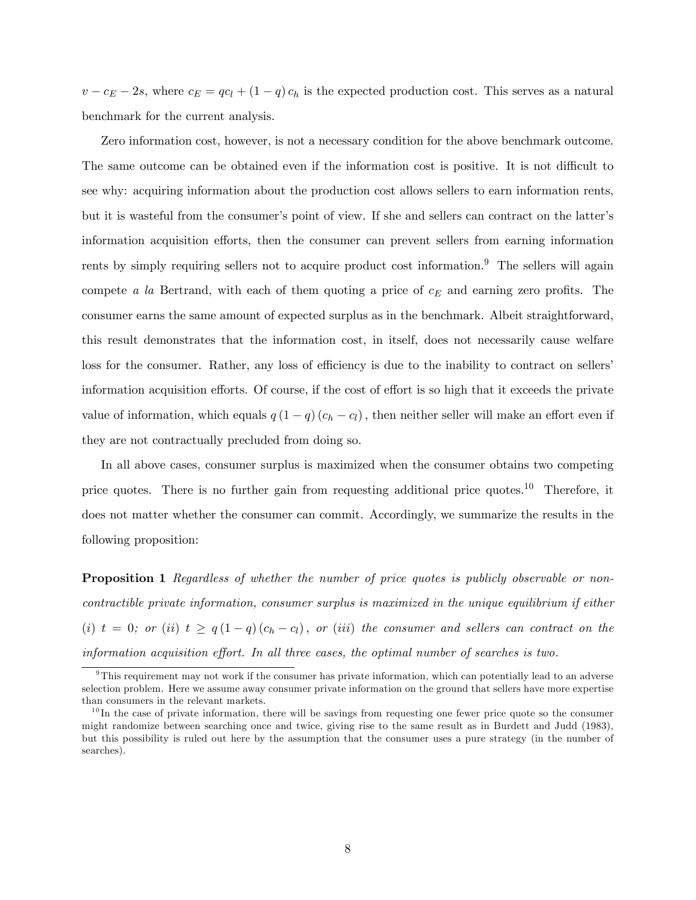$v - c_E - 2s$, where $c_E = qc_l + (1-q)c_h$ is the expected production cost. This serves as a natural benchmark for the current analysis.

Zero information cost, however, is not a necessary condition for the above benchmark outcome. The same outcome can be obtained even if the information cost is positive. It is not difficult to see why: acquiring information about the production cost allows sellers to earn information rents, but it is wasteful from the consumer's point of view. If she and sellers can contract on the latter's information acquisition efforts, then the consumer can prevent sellers from earning information rents by simply requiring sellers not to acquire product cost information.[9] The sellers will again compete *a la* Bertrand, with each of them quoting a price of $c_E$ and earning zero profits. The consumer earns the same amount of expected surplus as in the benchmark. Albeit straightforward, this result demonstrates that the information cost, in itself, does not necessarily cause welfare loss for the consumer. Rather, any loss of efficiency is due to the inability to contract on sellers' information acquisition efforts. Of course, if the cost of effort is so high that it exceeds the private value of information, which equals $q(1-q)(c_h - c_l)$, then neither seller will make an effort even if they are not contractually precluded from doing so.

In all above cases, consumer surplus is maximized when the consumer obtains two competing price quotes. There is no further gain from requesting additional price quotes.[10] Therefore, it does not matter whether the consumer can commit. Accordingly, we summarize the results in the following proposition:

**Proposition 1** *Regardless of whether the number of price quotes is publicly observable or non-contractible private information, consumer surplus is maximized in the unique equilibrium if either (i)* $t = 0$*; or (ii)* $t \geq q(1-q)(c_h - c_l)$*, or (iii) the consumer and sellers can contract on the information acquisition effort. In all three cases, the optimal number of searches is two.*

---

[9] This requirement may not work if the consumer has private information, which can potentially lead to an adverse selection problem. Here we assume away consumer private information on the ground that sellers have more expertise than consumers in the relevant markets.

[10] In the case of private information, there will be savings from requesting one fewer price quote so the consumer might randomize between searching once and twice, giving rise to the same result as in Burdett and Judd (1983), but this possibility is ruled out here by the assumption that the consumer uses a pure strategy (in the number of searches).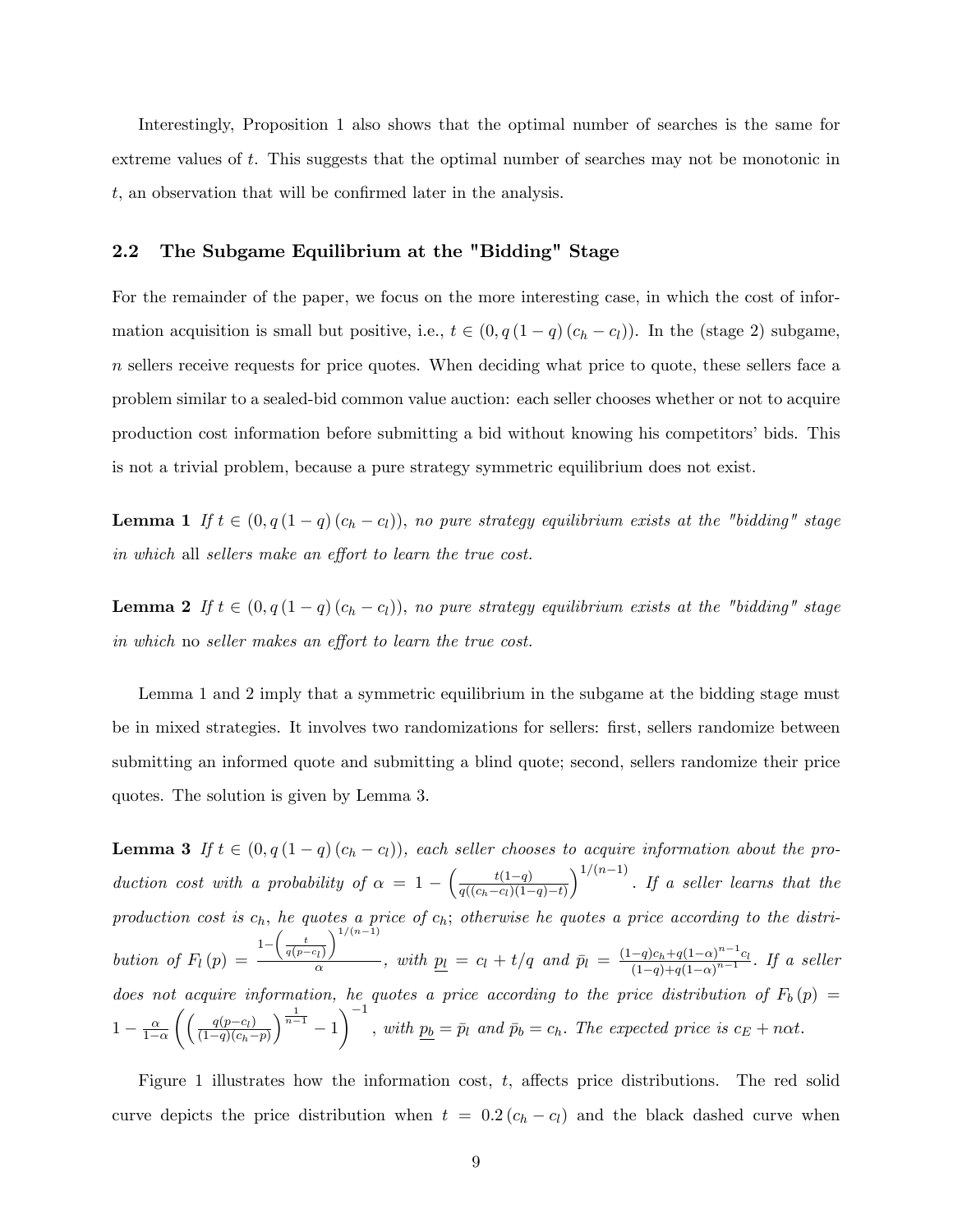Interestingly, Proposition 1 also shows that the optimal number of searches is the same for extreme values of $t$. This suggests that the optimal number of searches may not be monotonic in $t$, an observation that will be confirmed later in the analysis.

## 2.2 The Subgame Equilibrium at the "Bidding" Stage

For the remainder of the paper, we focus on the more interesting case, in which the cost of information acquisition is small but positive, i.e., $t \in (0, q(1-q)(c_h - c_l))$. In the (stage 2) subgame, $n$ sellers receive requests for price quotes. When deciding what price to quote, these sellers face a problem similar to a sealed-bid common value auction: each seller chooses whether or not to acquire production cost information before submitting a bid without knowing his competitors' bids. This is not a trivial problem, because a pure strategy symmetric equilibrium does not exist.

**Lemma 1** *If $t \in (0, q(1-q)(c_h - c_l))$, no pure strategy equilibrium exists at the "bidding" stage in which* all *sellers make an effort to learn the true cost.*

**Lemma 2** *If $t \in (0, q(1-q)(c_h - c_l))$, no pure strategy equilibrium exists at the "bidding" stage in which* no *seller makes an effort to learn the true cost.*

Lemma 1 and 2 imply that a symmetric equilibrium in the subgame at the bidding stage must be in mixed strategies. It involves two randomizations for sellers: first, sellers randomize between submitting an informed quote and submitting a blind quote; second, sellers randomize their price quotes. The solution is given by Lemma 3.

**Lemma 3** *If $t \in (0, q(1-q)(c_h - c_l))$, each seller chooses to acquire information about the production cost with a probability of $\alpha = 1 - \left(\frac{t(1-q)}{q((c_h - c_l)(1-q) - t)}\right)^{1/(n-1)}$. If a seller learns that the production cost is $c_h$, he quotes a price of $c_h$; otherwise he quotes a price according to the distribution of $F_l(p) = \frac{1 - \left(\frac{t}{q(p - c_l)}\right)^{1/(n-1)}}{\alpha}$, with $\underline{p_l} = c_l + t/q$ and $\bar{p}_l = \frac{(1-q)c_h + q(1-\alpha)^{n-1}c_l}{(1-q) + q(1-\alpha)^{n-1}}$. If a seller does not acquire information, he quotes a price according to the price distribution of $F_b(p) = 1 - \frac{\alpha}{1-\alpha}\left(\left(\frac{q(p - c_l)}{(1-q)(c_h - p)}\right)^{\frac{1}{n-1}} - 1\right)^{-1}$, with $\underline{p_b} = \bar{p}_l$ and $\bar{p}_b = c_h$. The expected price is $c_E + n\alpha t$.*

Figure 1 illustrates how the information cost, $t$, affects price distributions. The red solid curve depicts the price distribution when $t = 0.2(c_h - c_l)$ and the black dashed curve when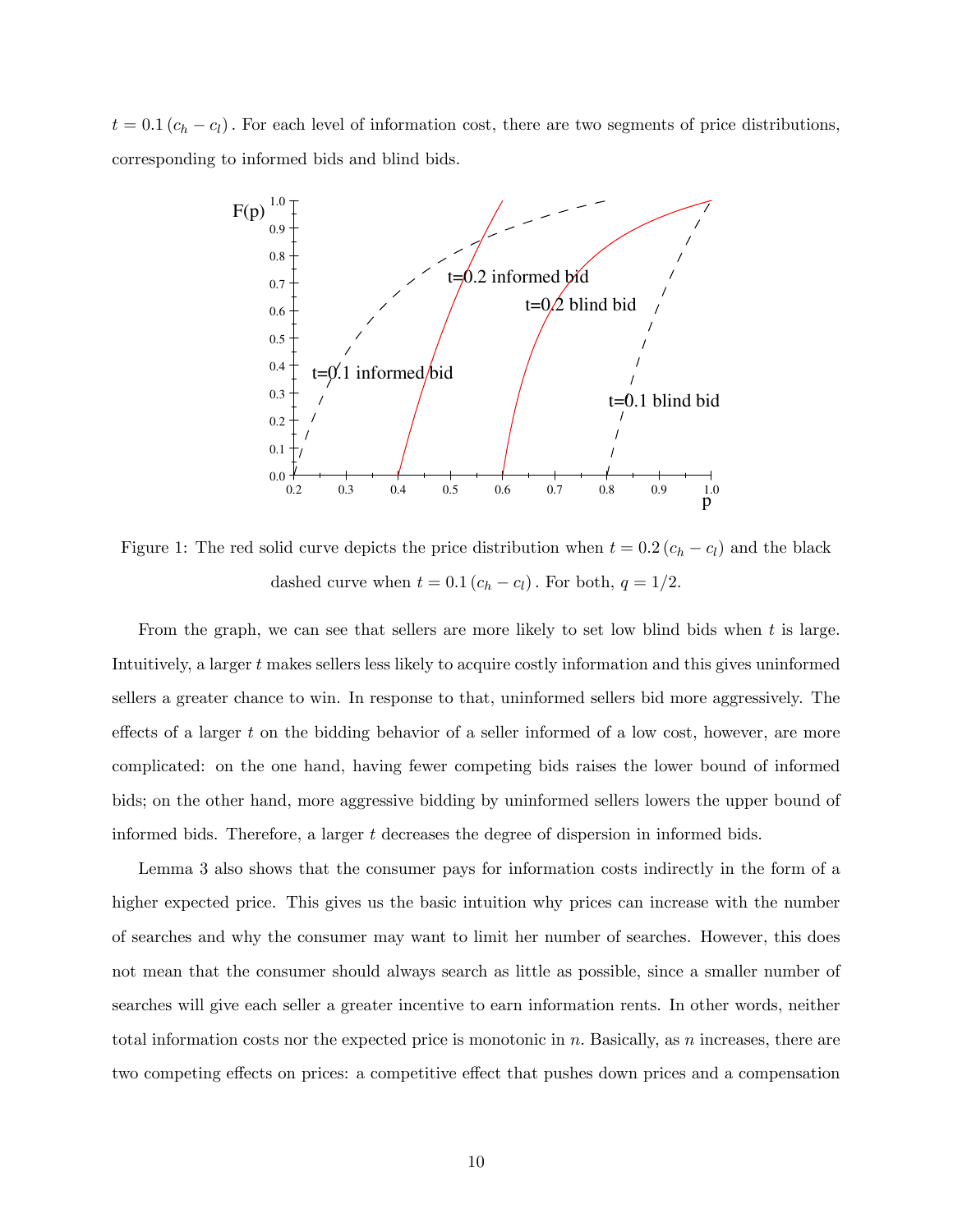$t = 0.1 (c_h - c_l)$ . For each level of information cost, there are two segments of price distributions, corresponding to informed bids and blind bids.

Figure 1: The red solid curve depicts the price distribution when $t = 0.2 (c_h - c_l)$ and the black dashed curve when $t = 0.1 (c_h - c_l)$ . For both, $q = 1/2$.

From the graph, we can see that sellers are more likely to set low blind bids when $t$ is large. Intuitively, a larger $t$ makes sellers less likely to acquire costly information and this gives uninformed sellers a greater chance to win. In response to that, uninformed sellers bid more aggressively. The effects of a larger $t$ on the bidding behavior of a seller informed of a low cost, however, are more complicated: on the one hand, having fewer competing bids raises the lower bound of informed bids; on the other hand, more aggressive bidding by uninformed sellers lowers the upper bound of informed bids. Therefore, a larger $t$ decreases the degree of dispersion in informed bids.

Lemma 3 also shows that the consumer pays for information costs indirectly in the form of a higher expected price. This gives us the basic intuition why prices can increase with the number of searches and why the consumer may want to limit her number of searches. However, this does not mean that the consumer should always search as little as possible, since a smaller number of searches will give each seller a greater incentive to earn information rents. In other words, neither total information costs nor the expected price is monotonic in $n$. Basically, as $n$ increases, there are two competing effects on prices: a competitive effect that pushes down prices and a compensation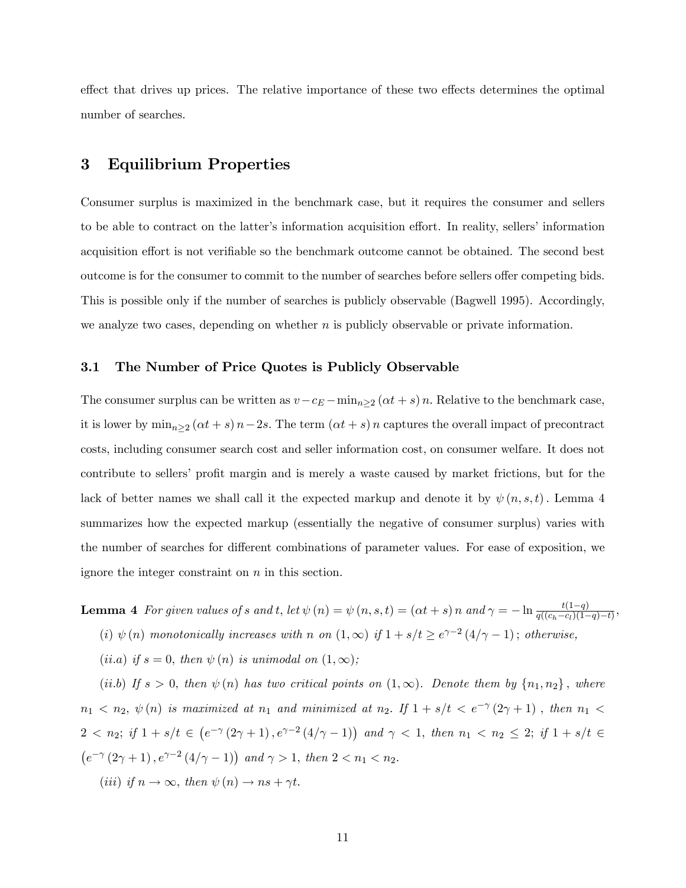effect that drives up prices. The relative importance of these two effects determines the optimal number of searches.

# 3 Equilibrium Properties

Consumer surplus is maximized in the benchmark case, but it requires the consumer and sellers to be able to contract on the latter's information acquisition effort. In reality, sellers' information acquisition effort is not verifiable so the benchmark outcome cannot be obtained. The second best outcome is for the consumer to commit to the number of searches before sellers offer competing bids. This is possible only if the number of searches is publicly observable (Bagwell 1995). Accordingly, we analyze two cases, depending on whether $n$ is publicly observable or private information.

## 3.1 The Number of Price Quotes is Publicly Observable

The consumer surplus can be written as $v - c_E - \min_{n \geq 2} (\alpha t + s) n$. Relative to the benchmark case, it is lower by $\min_{n \geq 2} (\alpha t + s) n - 2s$. The term $(\alpha t + s) n$ captures the overall impact of precontract costs, including consumer search cost and seller information cost, on consumer welfare. It does not contribute to sellers' profit margin and is merely a waste caused by market frictions, but for the lack of better names we shall call it the expected markup and denote it by $\psi(n, s, t)$. Lemma 4 summarizes how the expected markup (essentially the negative of consumer surplus) varies with the number of searches for different combinations of parameter values. For ease of exposition, we ignore the integer constraint on $n$ in this section.

**Lemma 4** *For given values of $s$ and $t$, let $\psi(n) = \psi(n, s, t) = (\alpha t + s) n$ and $\gamma = -\ln \frac{t(1-q)}{q((c_h - c_l)(1-q) - t)}$,*

*(i) $\psi(n)$ monotonically increases with $n$ on $(1, \infty)$ if $1 + s/t \geq e^{\gamma - 2}(4/\gamma - 1)$; otherwise,*

*(ii.a) if $s = 0$, then $\psi(n)$ is unimodal on $(1, \infty)$;*

*(ii.b) If $s > 0$, then $\psi(n)$ has two critical points on $(1, \infty)$. Denote them by $\{n_1, n_2\}$, where $n_1 < n_2$, $\psi(n)$ is maximized at $n_1$ and minimized at $n_2$. If $1 + s/t < e^{-\gamma}(2\gamma + 1)$, then $n_1 < 2 < n_2$; if $1 + s/t \in \left(e^{-\gamma}(2\gamma + 1), e^{\gamma - 2}(4/\gamma - 1)\right)$ and $\gamma < 1$, then $n_1 < n_2 \leq 2$; if $1 + s/t \in \left(e^{-\gamma}(2\gamma + 1), e^{\gamma - 2}(4/\gamma - 1)\right)$ and $\gamma > 1$, then $2 < n_1 < n_2$.*

*(iii) if $n \to \infty$, then $\psi(n) \to ns + \gamma t$.*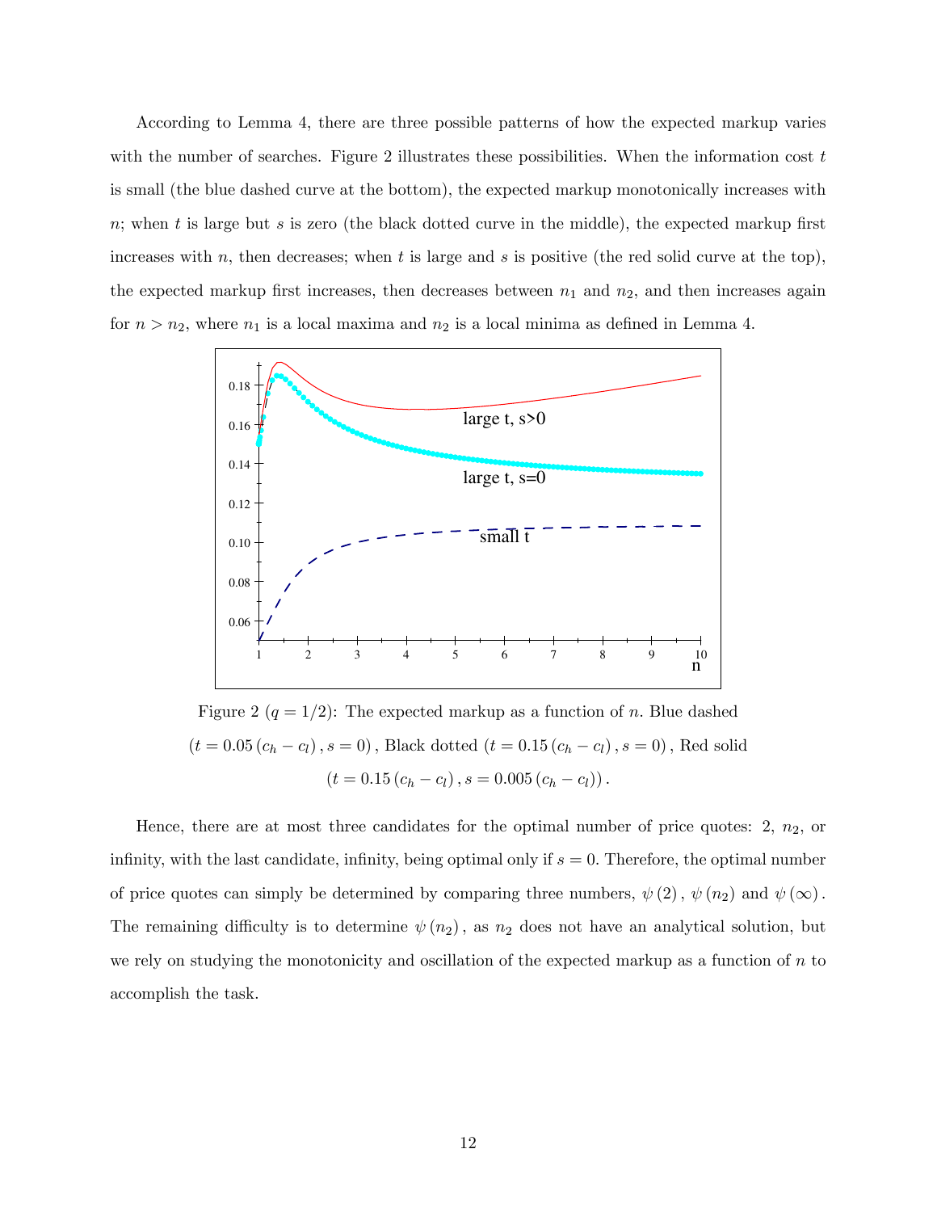According to Lemma 4, there are three possible patterns of how the expected markup varies with the number of searches. Figure 2 illustrates these possibilities. When the information cost $t$ is small (the blue dashed curve at the bottom), the expected markup monotonically increases with $n$; when $t$ is large but $s$ is zero (the black dotted curve in the middle), the expected markup first increases with $n$, then decreases; when $t$ is large and $s$ is positive (the red solid curve at the top), the expected markup first increases, then decreases between $n_1$ and $n_2$, and then increases again for $n > n_2$, where $n_1$ is a local maxima and $n_2$ is a local minima as defined in Lemma 4.

Figure 2 ($q = 1/2$): The expected markup as a function of $n$. Blue dashed $(t = 0.05\,(c_h - c_l)\,, s = 0)$, Black dotted $(t = 0.15\,(c_h - c_l)\,, s = 0)$, Red solid $(t = 0.15\,(c_h - c_l)\,, s = 0.005\,(c_h - c_l))$.

Hence, there are at most three candidates for the optimal number of price quotes: 2, $n_2$, or infinity, with the last candidate, infinity, being optimal only if $s = 0$. Therefore, the optimal number of price quotes can simply be determined by comparing three numbers, $\psi(2)$, $\psi(n_2)$ and $\psi(\infty)$. The remaining difficulty is to determine $\psi(n_2)$, as $n_2$ does not have an analytical solution, but we rely on studying the monotonicity and oscillation of the expected markup as a function of $n$ to accomplish the task.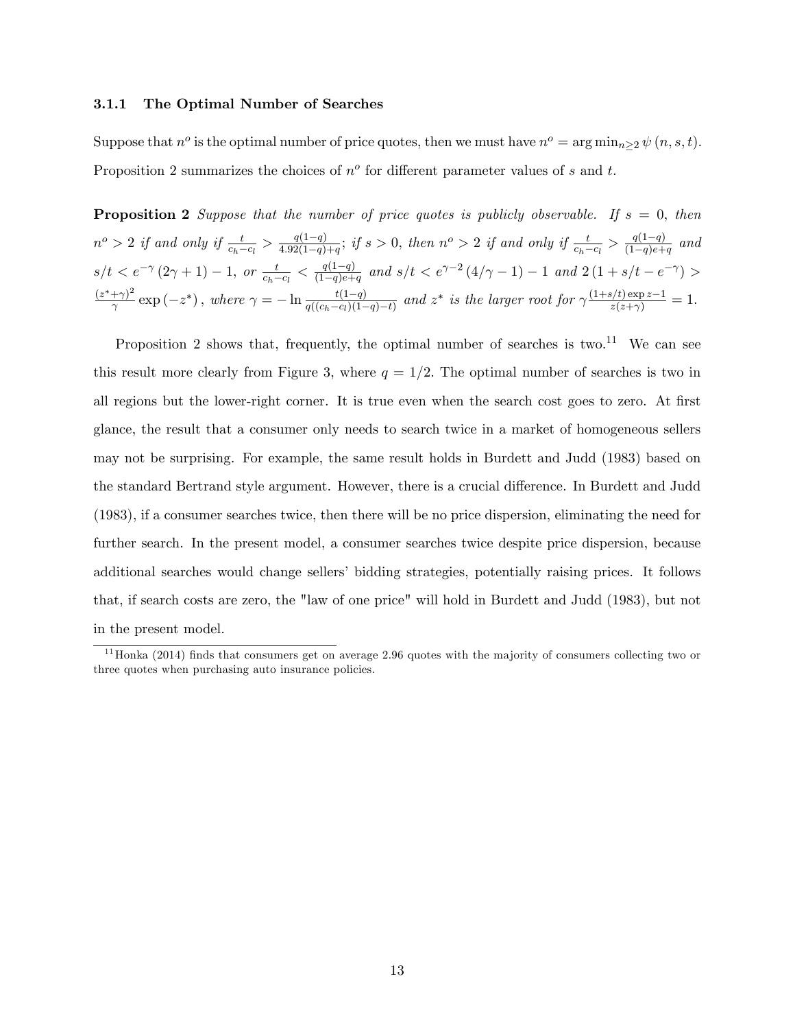### 3.1.1 The Optimal Number of Searches

Suppose that $n^o$ is the optimal number of price quotes, then we must have $n^o = \arg\min_{n\geq 2} \psi(n, s, t)$. Proposition 2 summarizes the choices of $n^o$ for different parameter values of $s$ and $t$.

**Proposition 2** *Suppose that the number of price quotes is publicly observable. If* $s = 0$*, then* $n^o > 2$ *if and only if* $\frac{t}{c_h - c_l} > \frac{q(1-q)}{4.92(1-q)+q}$*; if* $s > 0$*, then* $n^o > 2$ *if and only if* $\frac{t}{c_h - c_l} > \frac{q(1-q)}{(1-q)e+q}$ *and* $s/t < e^{-\gamma}(2\gamma + 1) - 1$*, or* $\frac{t}{c_h - c_l} < \frac{q(1-q)}{(1-q)e+q}$ *and* $s/t < e^{\gamma - 2}(4/\gamma - 1) - 1$ *and* $2(1 + s/t - e^{-\gamma}) > \frac{(z^* + \gamma)^2}{\gamma}\exp(-z^*)$*, where* $\gamma = -\ln \frac{t(1-q)}{q((c_h - c_l)(1-q) - t)}$ *and* $z^*$ *is the larger root for* $\gamma \frac{(1+s/t)\exp z - 1}{z(z+\gamma)} = 1$*.*

Proposition 2 shows that, frequently, the optimal number of searches is two.[11] We can see this result more clearly from Figure 3, where $q = 1/2$. The optimal number of searches is two in all regions but the lower-right corner. It is true even when the search cost goes to zero. At first glance, the result that a consumer only needs to search twice in a market of homogeneous sellers may not be surprising. For example, the same result holds in Burdett and Judd (1983) based on the standard Bertrand style argument. However, there is a crucial difference. In Burdett and Judd (1983), if a consumer searches twice, then there will be no price dispersion, eliminating the need for further search. In the present model, a consumer searches twice despite price dispersion, because additional searches would change sellers' bidding strategies, potentially raising prices. It follows that, if search costs are zero, the "law of one price" will hold in Burdett and Judd (1983), but not in the present model.

[11] Honka (2014) finds that consumers get on average 2.96 quotes with the majority of consumers collecting two or three quotes when purchasing auto insurance policies.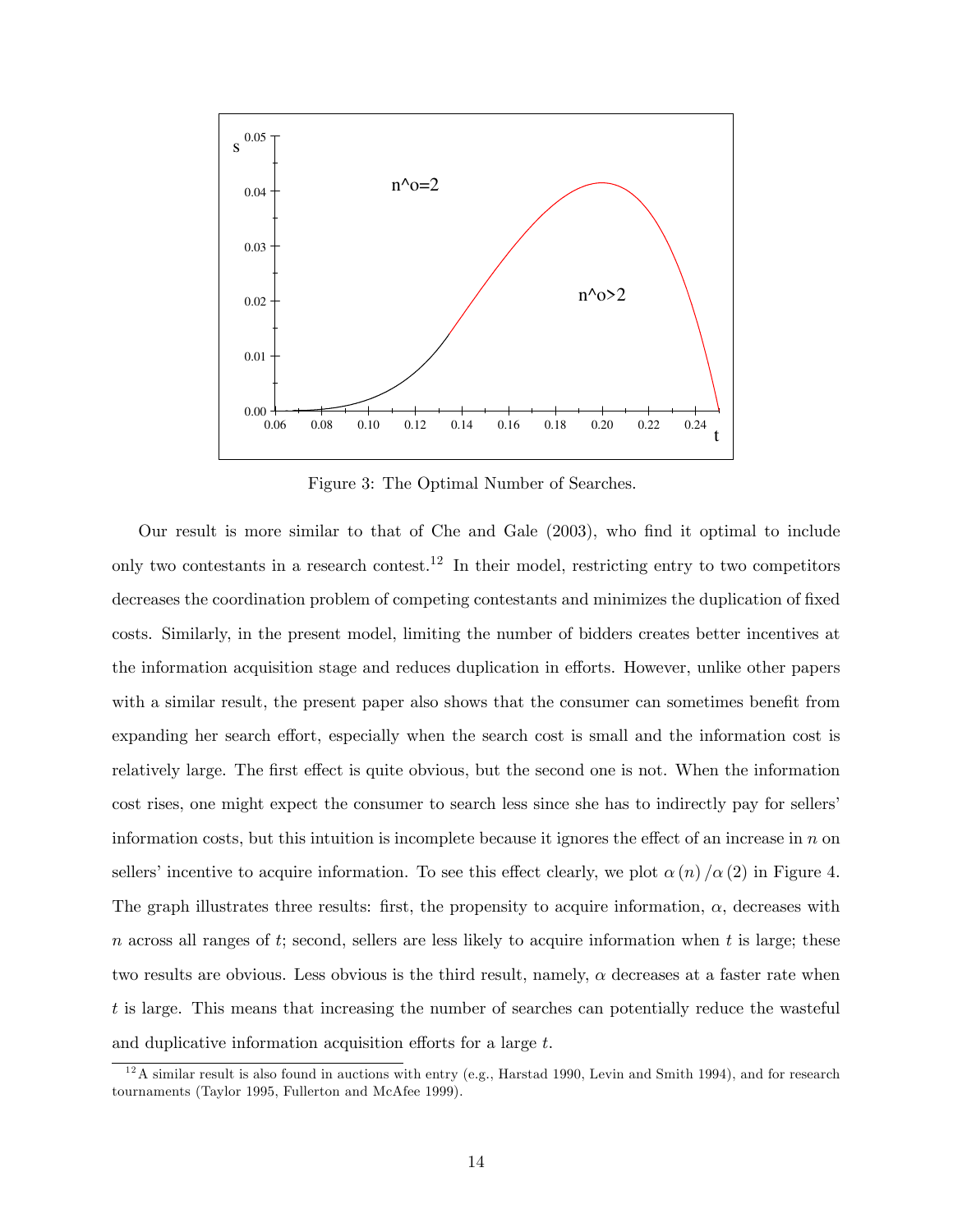Figure 3: The Optimal Number of Searches.

Our result is more similar to that of Che and Gale (2003), who find it optimal to include only two contestants in a research contest.[12] In their model, restricting entry to two competitors decreases the coordination problem of competing contestants and minimizes the duplication of fixed costs. Similarly, in the present model, limiting the number of bidders creates better incentives at the information acquisition stage and reduces duplication in efforts. However, unlike other papers with a similar result, the present paper also shows that the consumer can sometimes benefit from expanding her search effort, especially when the search cost is small and the information cost is relatively large. The first effect is quite obvious, but the second one is not. When the information cost rises, one might expect the consumer to search less since she has to indirectly pay for sellers' information costs, but this intuition is incomplete because it ignores the effect of an increase in $n$ on sellers' incentive to acquire information. To see this effect clearly, we plot $\alpha(n)/\alpha(2)$ in Figure 4. The graph illustrates three results: first, the propensity to acquire information, $\alpha$, decreases with $n$ across all ranges of $t$; second, sellers are less likely to acquire information when $t$ is large; these two results are obvious. Less obvious is the third result, namely, $\alpha$ decreases at a faster rate when $t$ is large. This means that increasing the number of searches can potentially reduce the wasteful and duplicative information acquisition efforts for a large $t$.

[12] A similar result is also found in auctions with entry (e.g., Harstad 1990, Levin and Smith 1994), and for research tournaments (Taylor 1995, Fullerton and McAfee 1999).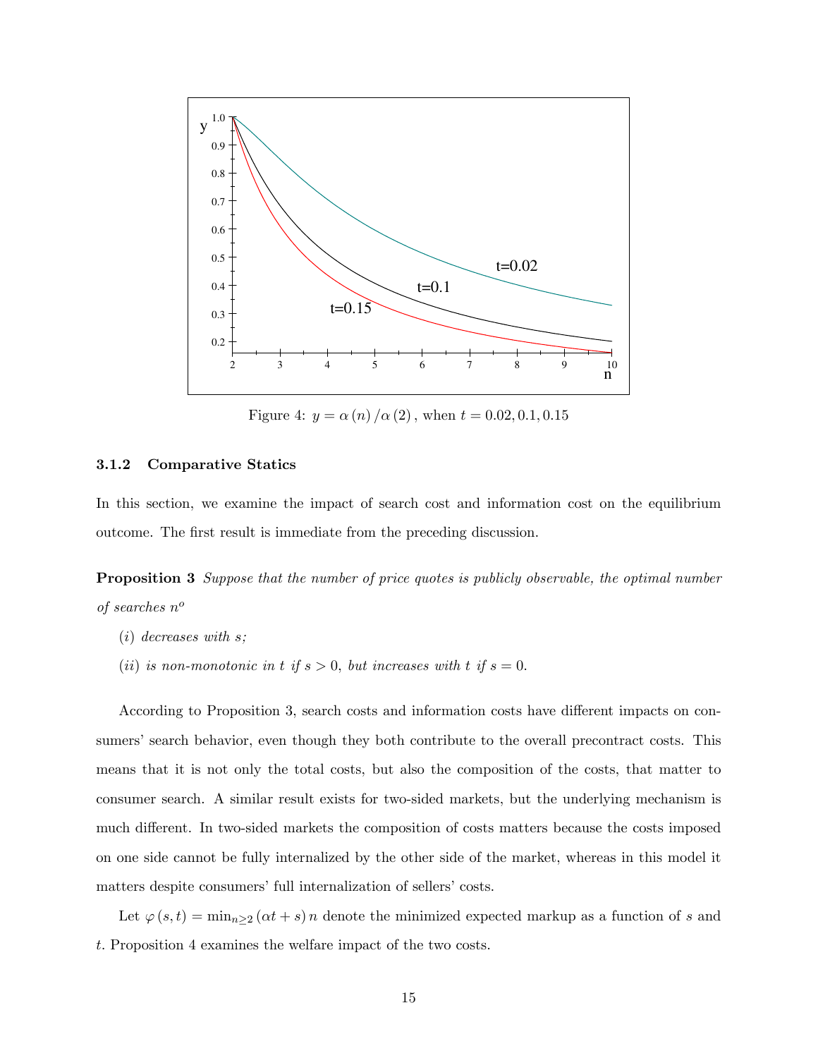Figure 4: $y = \alpha(n)/\alpha(2)$, when $t = 0.02, 0.1, 0.15$

#### 3.1.2 Comparative Statics

In this section, we examine the impact of search cost and information cost on the equilibrium outcome. The first result is immediate from the preceding discussion.

**Proposition 3** *Suppose that the number of price quotes is publicly observable, the optimal number of searches* $n^o$

(*i*) *decreases with* $s$;

(*ii*) *is non-monotonic in* $t$ *if* $s > 0$, *but increases with* $t$ *if* $s = 0$.

According to Proposition 3, search costs and information costs have different impacts on consumers' search behavior, even though they both contribute to the overall precontract costs. This means that it is not only the total costs, but also the composition of the costs, that matter to consumer search. A similar result exists for two-sided markets, but the underlying mechanism is much different. In two-sided markets the composition of costs matters because the costs imposed on one side cannot be fully internalized by the other side of the market, whereas in this model it matters despite consumers' full internalization of sellers' costs.

Let $\varphi(s,t) = \min_{n \geq 2} (\alpha t + s) n$ denote the minimized expected markup as a function of $s$ and $t$. Proposition 4 examines the welfare impact of the two costs.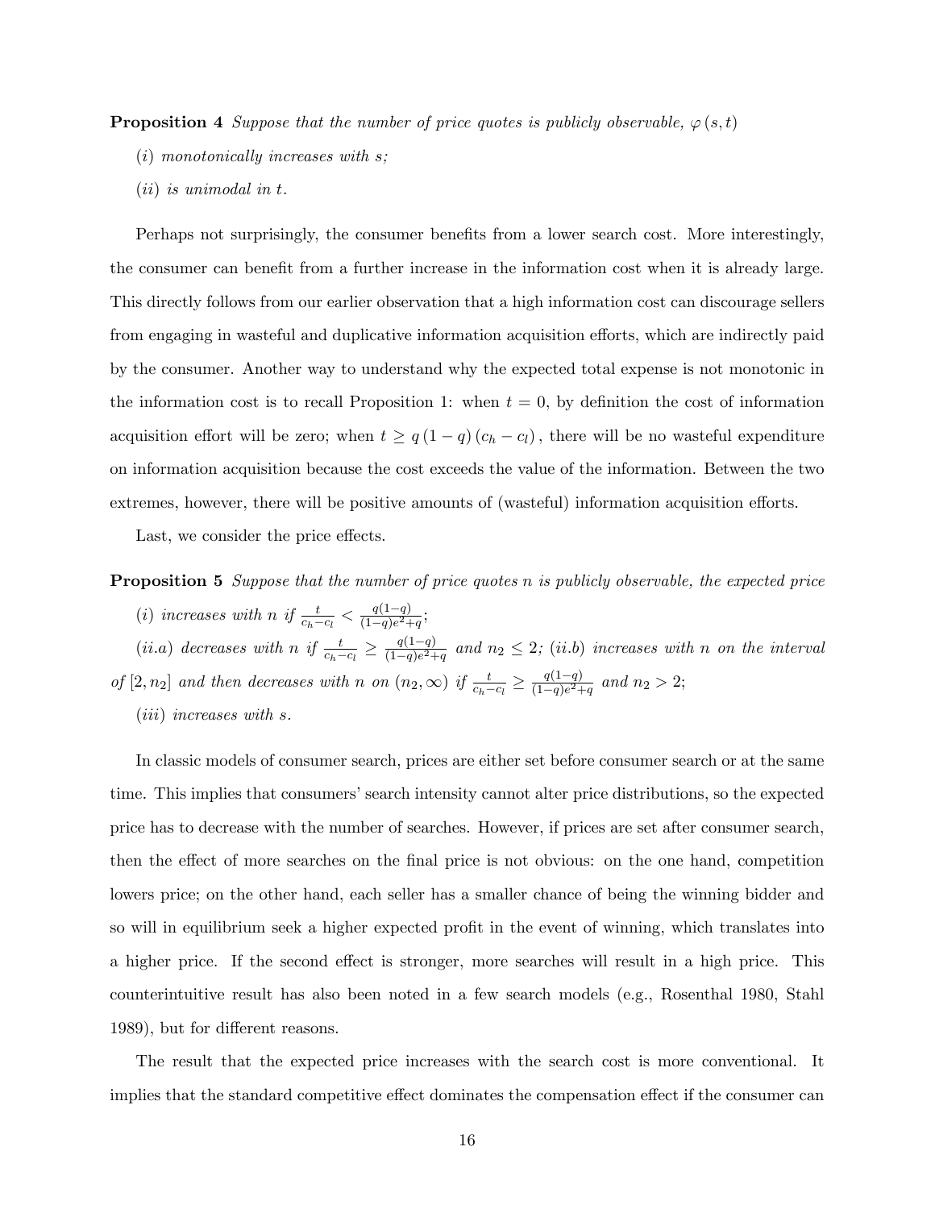**Proposition 4** *Suppose that the number of price quotes is publicly observable, $\varphi(s,t)$*

*(i) monotonically increases with s;*

*(ii) is unimodal in t.*

Perhaps not surprisingly, the consumer benefits from a lower search cost. More interestingly, the consumer can benefit from a further increase in the information cost when it is already large. This directly follows from our earlier observation that a high information cost can discourage sellers from engaging in wasteful and duplicative information acquisition efforts, which are indirectly paid by the consumer. Another way to understand why the expected total expense is not monotonic in the information cost is to recall Proposition 1: when $t = 0$, by definition the cost of information acquisition effort will be zero; when $t \geq q(1-q)(c_h - c_l)$, there will be no wasteful expenditure on information acquisition because the cost exceeds the value of the information. Between the two extremes, however, there will be positive amounts of (wasteful) information acquisition efforts.

Last, we consider the price effects.

**Proposition 5** *Suppose that the number of price quotes n is publicly observable, the expected price*

*(i) increases with n if $\frac{t}{c_h - c_l} < \frac{q(1-q)}{(1-q)e^2 + q}$;*

*(ii.a) decreases with n if $\frac{t}{c_h - c_l} \geq \frac{q(1-q)}{(1-q)e^2 + q}$ and $n_2 \leq 2$; (ii.b) increases with n on the interval of $[2, n_2]$ and then decreases with n on $(n_2, \infty)$ if $\frac{t}{c_h - c_l} \geq \frac{q(1-q)}{(1-q)e^2 + q}$ and $n_2 > 2$;*

*(iii) increases with s.*

In classic models of consumer search, prices are either set before consumer search or at the same time. This implies that consumers' search intensity cannot alter price distributions, so the expected price has to decrease with the number of searches. However, if prices are set after consumer search, then the effect of more searches on the final price is not obvious: on the one hand, competition lowers price; on the other hand, each seller has a smaller chance of being the winning bidder and so will in equilibrium seek a higher expected profit in the event of winning, which translates into a higher price. If the second effect is stronger, more searches will result in a high price. This counterintuitive result has also been noted in a few search models (e.g., Rosenthal 1980, Stahl 1989), but for different reasons.

The result that the expected price increases with the search cost is more conventional. It implies that the standard competitive effect dominates the compensation effect if the consumer can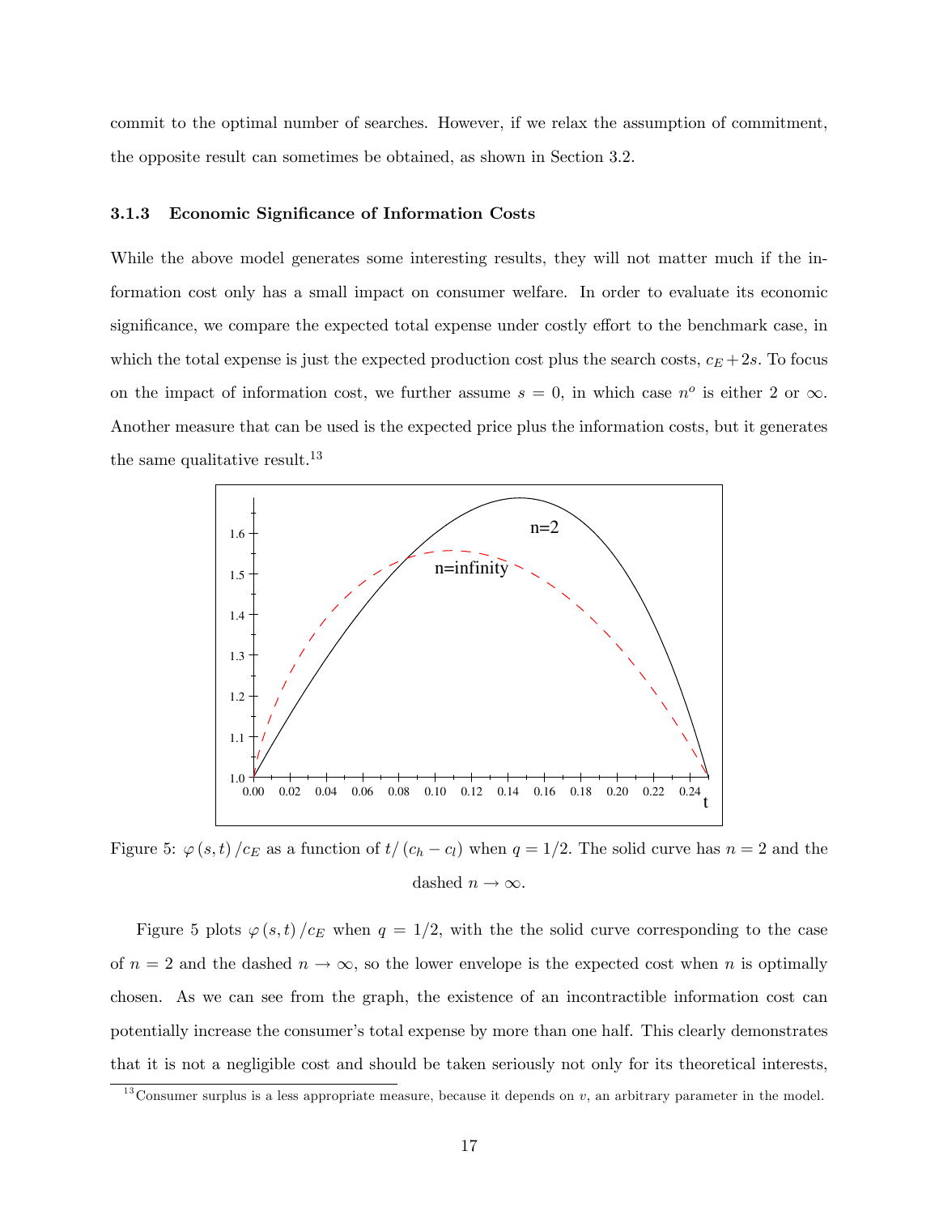commit to the optimal number of searches. However, if we relax the assumption of commitment, the opposite result can sometimes be obtained, as shown in Section 3.2.

### 3.1.3 Economic Significance of Information Costs

While the above model generates some interesting results, they will not matter much if the information cost only has a small impact on consumer welfare. In order to evaluate its economic significance, we compare the expected total expense under costly effort to the benchmark case, in which the total expense is just the expected production cost plus the search costs, $c_E + 2s$. To focus on the impact of information cost, we further assume $s = 0$, in which case $n^o$ is either 2 or $\infty$. Another measure that can be used is the expected price plus the information costs, but it generates the same qualitative result.[13]

Figure 5: $\varphi(s,t)/c_E$ as a function of $t/(c_h - c_l)$ when $q = 1/2$. The solid curve has $n = 2$ and the dashed $n \to \infty$.

Figure 5 plots $\varphi(s,t)/c_E$ when $q = 1/2$, with the the solid curve corresponding to the case of $n = 2$ and the dashed $n \to \infty$, so the lower envelope is the expected cost when $n$ is optimally chosen. As we can see from the graph, the existence of an incontractible information cost can potentially increase the consumer's total expense by more than one half. This clearly demonstrates that it is not a negligible cost and should be taken seriously not only for its theoretical interests,

[13] Consumer surplus is a less appropriate measure, because it depends on $v$, an arbitrary parameter in the model.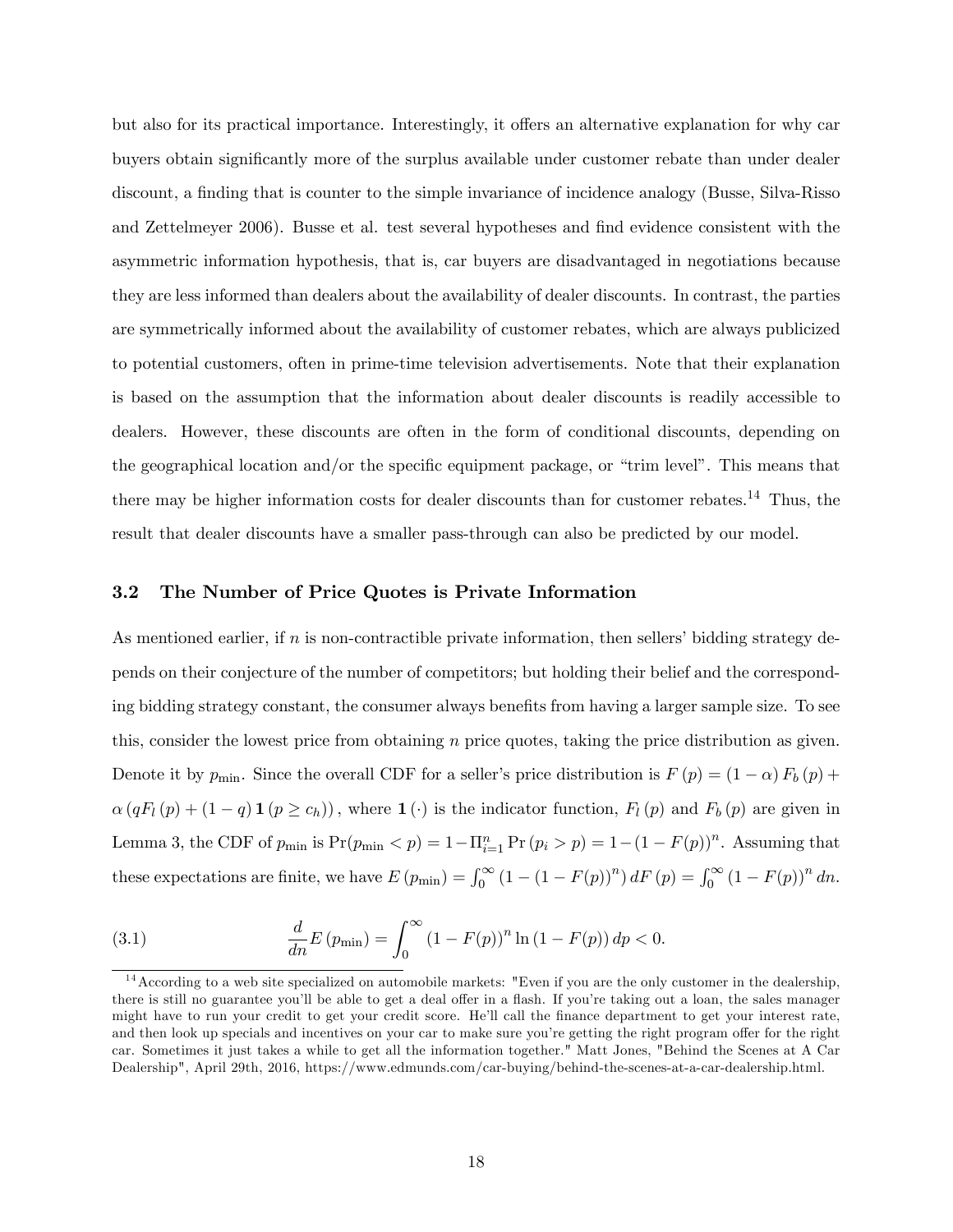but also for its practical importance. Interestingly, it offers an alternative explanation for why car buyers obtain significantly more of the surplus available under customer rebate than under dealer discount, a finding that is counter to the simple invariance of incidence analogy (Busse, Silva-Risso and Zettelmeyer 2006). Busse et al. test several hypotheses and find evidence consistent with the asymmetric information hypothesis, that is, car buyers are disadvantaged in negotiations because they are less informed than dealers about the availability of dealer discounts. In contrast, the parties are symmetrically informed about the availability of customer rebates, which are always publicized to potential customers, often in prime-time television advertisements. Note that their explanation is based on the assumption that the information about dealer discounts is readily accessible to dealers. However, these discounts are often in the form of conditional discounts, depending on the geographical location and/or the specific equipment package, or "trim level". This means that there may be higher information costs for dealer discounts than for customer rebates.[14] Thus, the result that dealer discounts have a smaller pass-through can also be predicted by our model.

### 3.2 The Number of Price Quotes is Private Information

As mentioned earlier, if $n$ is non-contractible private information, then sellers' bidding strategy depends on their conjecture of the number of competitors; but holding their belief and the corresponding bidding strategy constant, the consumer always benefits from having a larger sample size. To see this, consider the lowest price from obtaining $n$ price quotes, taking the price distribution as given. Denote it by $p_{\min}$. Since the overall CDF for a seller's price distribution is $F(p) = (1-\alpha) F_b(p) + \alpha \left( q F_l(p) + (1-q) \mathbf{1}(p \geq c_h) \right)$, where $\mathbf{1}(\cdot)$ is the indicator function, $F_l(p)$ and $F_b(p)$ are given in Lemma 3, the CDF of $p_{\min}$ is $\Pr(p_{\min} < p) = 1 - \Pi_{i=1}^{n} \Pr(p_i > p) = 1 - (1 - F(p))^n$. Assuming that these expectations are finite, we have $E(p_{\min}) = \int_0^\infty \left(1 - (1-F(p))^n\right) dF(p) = \int_0^\infty (1-F(p))^n \, dn$.

$$\text{(3.1)} \qquad \frac{d}{dn} E(p_{\min}) = \int_0^\infty (1-F(p))^n \ln(1-F(p)) \, dp < 0.$$

[14] According to a web site specialized on automobile markets: "Even if you are the only customer in the dealership, there is still no guarantee you'll be able to get a deal offer in a flash. If you're taking out a loan, the sales manager might have to run your credit to get your credit score. He'll call the finance department to get your interest rate, and then look up specials and incentives on your car to make sure you're getting the right program offer for the right car. Sometimes it just takes a while to get all the information together." Matt Jones, "Behind the Scenes at A Car Dealership", April 29th, 2016, https://www.edmunds.com/car-buying/behind-the-scenes-at-a-car-dealership.html.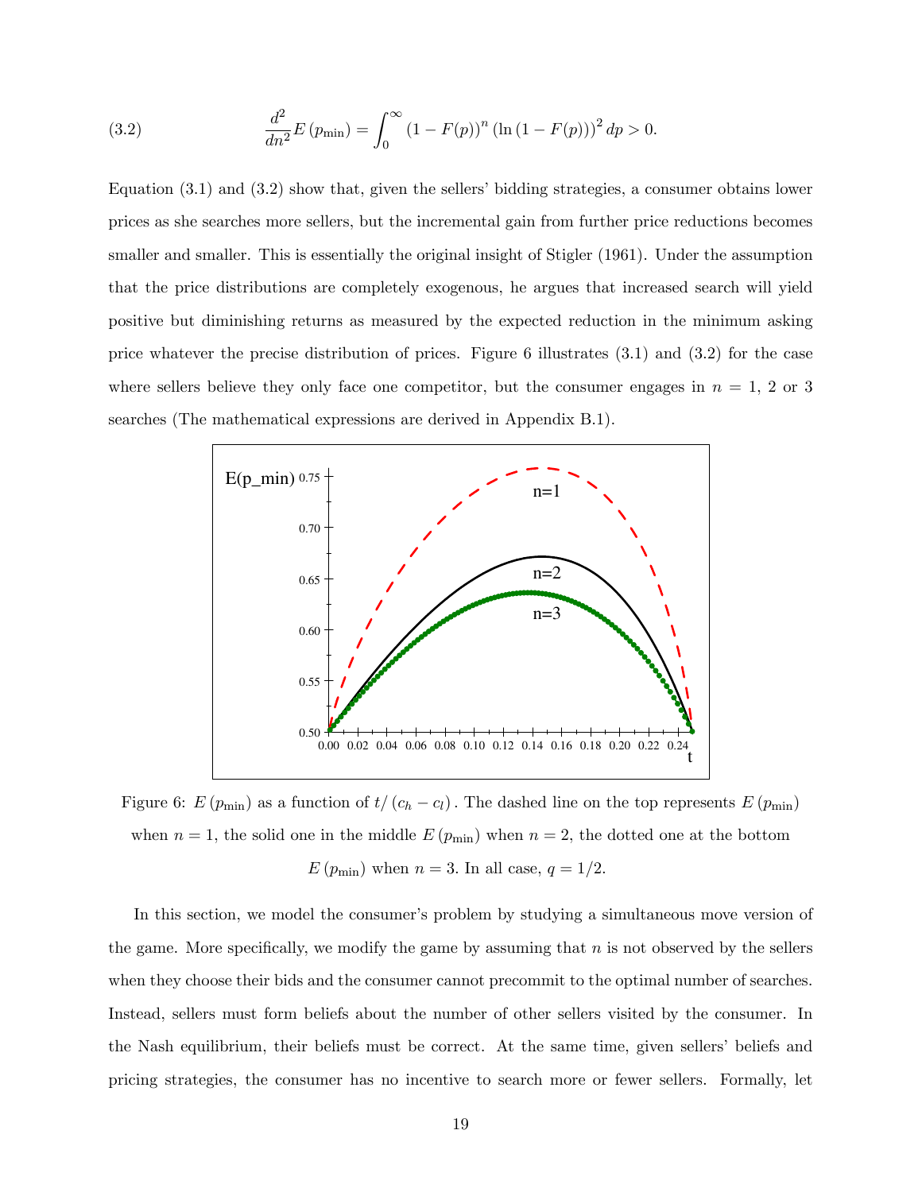$$\frac{d^2}{dn^2}E(p_{\min}) = \int_0^\infty (1-F(p))^n (\ln(1-F(p)))^2 \, dp > 0. \tag{3.2}$$

Equation (3.1) and (3.2) show that, given the sellers' bidding strategies, a consumer obtains lower prices as she searches more sellers, but the incremental gain from further price reductions becomes smaller and smaller. This is essentially the original insight of Stigler (1961). Under the assumption that the price distributions are completely exogenous, he argues that increased search will yield positive but diminishing returns as measured by the expected reduction in the minimum asking price whatever the precise distribution of prices. Figure 6 illustrates (3.1) and (3.2) for the case where sellers believe they only face one competitor, but the consumer engages in $n = 1$, 2 or 3 searches (The mathematical expressions are derived in Appendix B.1).

Figure 6: $E(p_{\min})$ as a function of $t/(c_h - c_l)$. The dashed line on the top represents $E(p_{\min})$ when $n = 1$, the solid one in the middle $E(p_{\min})$ when $n = 2$, the dotted one at the bottom $E(p_{\min})$ when $n = 3$. In all case, $q = 1/2$.

In this section, we model the consumer's problem by studying a simultaneous move version of the game. More specifically, we modify the game by assuming that $n$ is not observed by the sellers when they choose their bids and the consumer cannot precommit to the optimal number of searches. Instead, sellers must form beliefs about the number of other sellers visited by the consumer. In the Nash equilibrium, their beliefs must be correct. At the same time, given sellers' beliefs and pricing strategies, the consumer has no incentive to search more or fewer sellers. Formally, let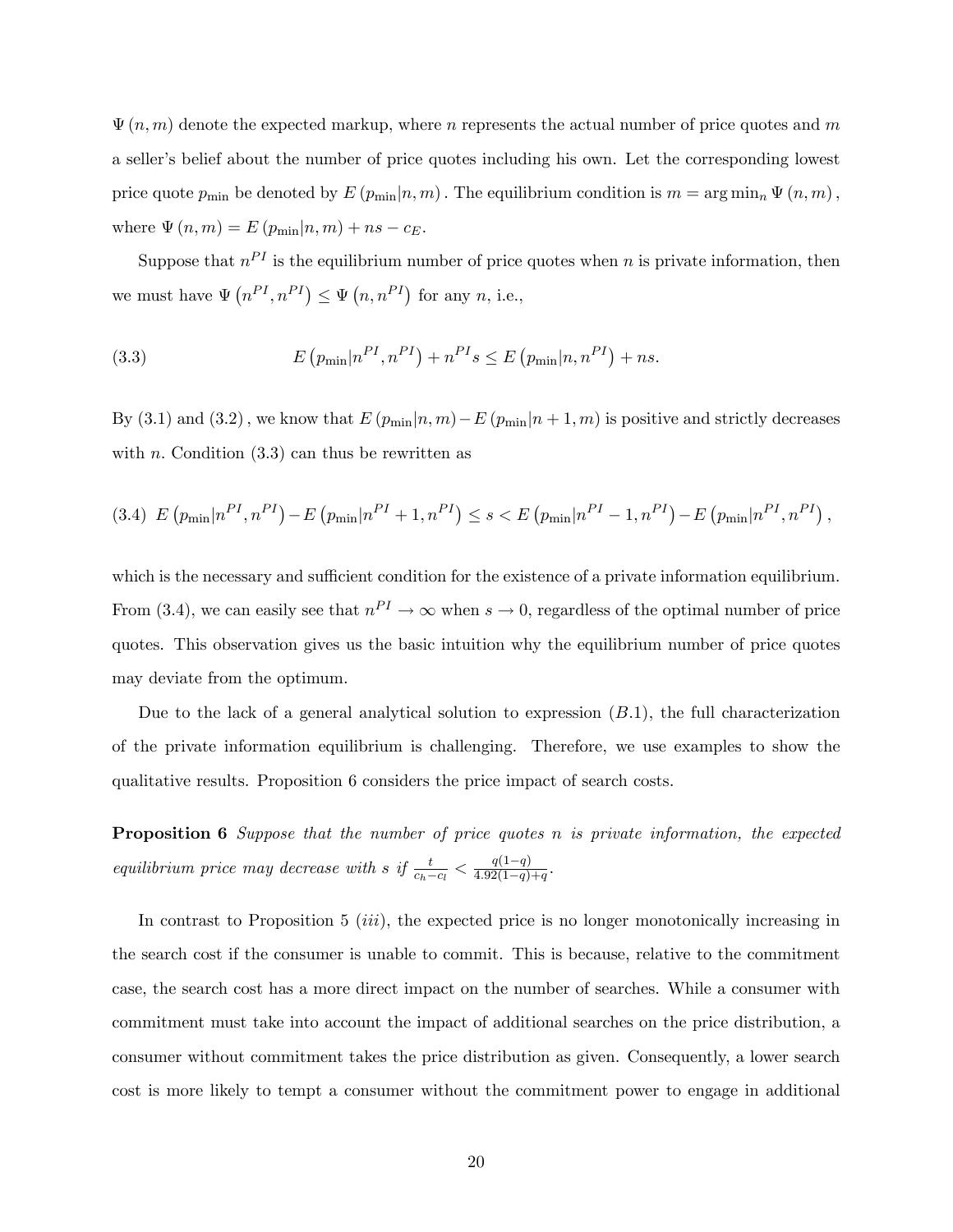$\Psi(n, m)$ denote the expected markup, where $n$ represents the actual number of price quotes and $m$ a seller's belief about the number of price quotes including his own. Let the corresponding lowest price quote $p_{\min}$ be denoted by $E(p_{\min}|n, m)$. The equilibrium condition is $m = \arg\min_n \Psi(n, m)$, where $\Psi(n, m) = E(p_{\min}|n, m) + ns - c_E$.

Suppose that $n^{PI}$ is the equilibrium number of price quotes when $n$ is private information, then we must have $\Psi(n^{PI}, n^{PI}) \leq \Psi(n, n^{PI})$ for any $n$, i.e.,

$$E\left(p_{\min}|n^{PI}, n^{PI}\right) + n^{PI}s \leq E\left(p_{\min}|n, n^{PI}\right) + ns. \tag{3.3}$$

By (3.1) and (3.2), we know that $E(p_{\min}|n, m) - E(p_{\min}|n+1, m)$ is positive and strictly decreases with $n$. Condition (3.3) can thus be rewritten as

$$E\left(p_{\min}|n^{PI}, n^{PI}\right) - E\left(p_{\min}|n^{PI}+1, n^{PI}\right) \leq s < E\left(p_{\min}|n^{PI}-1, n^{PI}\right) - E\left(p_{\min}|n^{PI}, n^{PI}\right), \tag{3.4}$$

which is the necessary and sufficient condition for the existence of a private information equilibrium. From (3.4), we can easily see that $n^{PI} \to \infty$ when $s \to 0$, regardless of the optimal number of price quotes. This observation gives us the basic intuition why the equilibrium number of price quotes may deviate from the optimum.

Due to the lack of a general analytical solution to expression $(B.1)$, the full characterization of the private information equilibrium is challenging. Therefore, we use examples to show the qualitative results. Proposition 6 considers the price impact of search costs.

**Proposition 6** *Suppose that the number of price quotes $n$ is private information, the expected equilibrium price may decrease with $s$ if $\frac{t}{c_h - c_l} < \frac{q(1-q)}{4.92(1-q)+q}$.*

In contrast to Proposition 5 $(iii)$, the expected price is no longer monotonically increasing in the search cost if the consumer is unable to commit. This is because, relative to the commitment case, the search cost has a more direct impact on the number of searches. While a consumer with commitment must take into account the impact of additional searches on the price distribution, a consumer without commitment takes the price distribution as given. Consequently, a lower search cost is more likely to tempt a consumer without the commitment power to engage in additional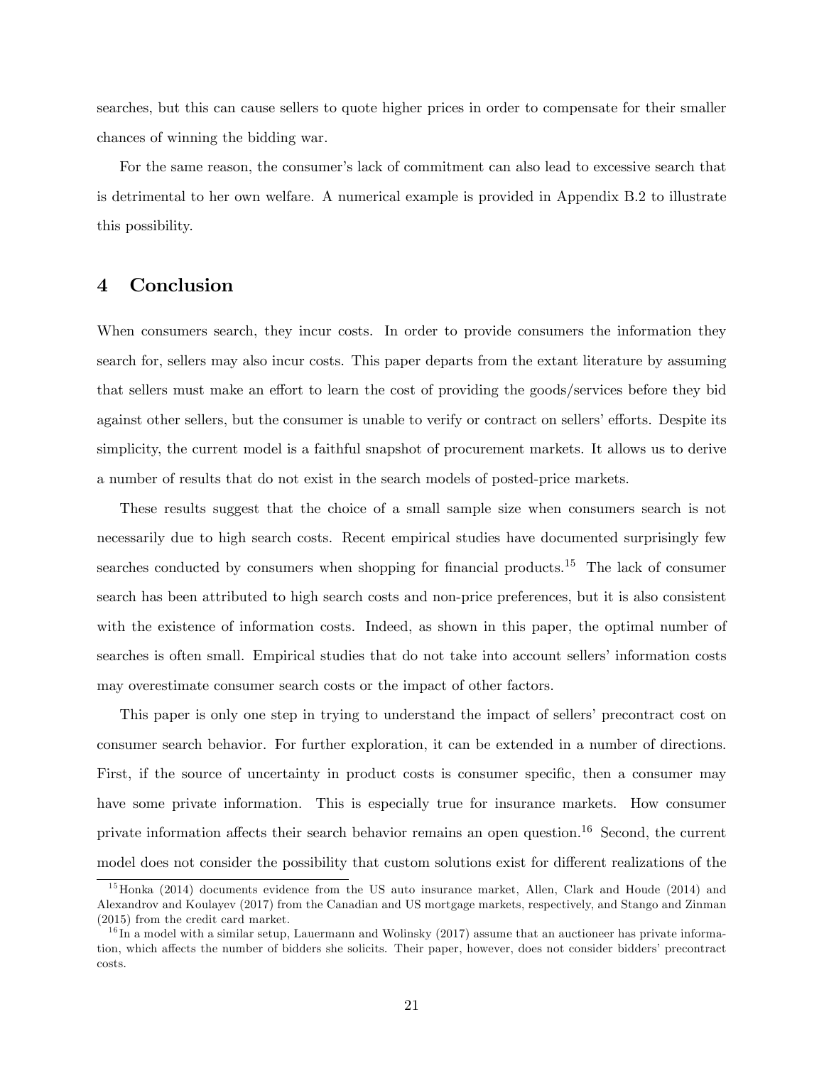searches, but this can cause sellers to quote higher prices in order to compensate for their smaller chances of winning the bidding war.

For the same reason, the consumer's lack of commitment can also lead to excessive search that is detrimental to her own welfare. A numerical example is provided in Appendix B.2 to illustrate this possibility.

## 4 Conclusion

When consumers search, they incur costs. In order to provide consumers the information they search for, sellers may also incur costs. This paper departs from the extant literature by assuming that sellers must make an effort to learn the cost of providing the goods/services before they bid against other sellers, but the consumer is unable to verify or contract on sellers' efforts. Despite its simplicity, the current model is a faithful snapshot of procurement markets. It allows us to derive a number of results that do not exist in the search models of posted-price markets.

These results suggest that the choice of a small sample size when consumers search is not necessarily due to high search costs. Recent empirical studies have documented surprisingly few searches conducted by consumers when shopping for financial products.[15] The lack of consumer search has been attributed to high search costs and non-price preferences, but it is also consistent with the existence of information costs. Indeed, as shown in this paper, the optimal number of searches is often small. Empirical studies that do not take into account sellers' information costs may overestimate consumer search costs or the impact of other factors.

This paper is only one step in trying to understand the impact of sellers' precontract cost on consumer search behavior. For further exploration, it can be extended in a number of directions. First, if the source of uncertainty in product costs is consumer specific, then a consumer may have some private information. This is especially true for insurance markets. How consumer private information affects their search behavior remains an open question.[16] Second, the current model does not consider the possibility that custom solutions exist for different realizations of the

[15] Honka (2014) documents evidence from the US auto insurance market, Allen, Clark and Houde (2014) and Alexandrov and Koulayev (2017) from the Canadian and US mortgage markets, respectively, and Stango and Zinman (2015) from the credit card market.

[16] In a model with a similar setup, Lauermann and Wolinsky (2017) assume that an auctioneer has private information, which affects the number of bidders she solicits. Their paper, however, does not consider bidders' precontract costs.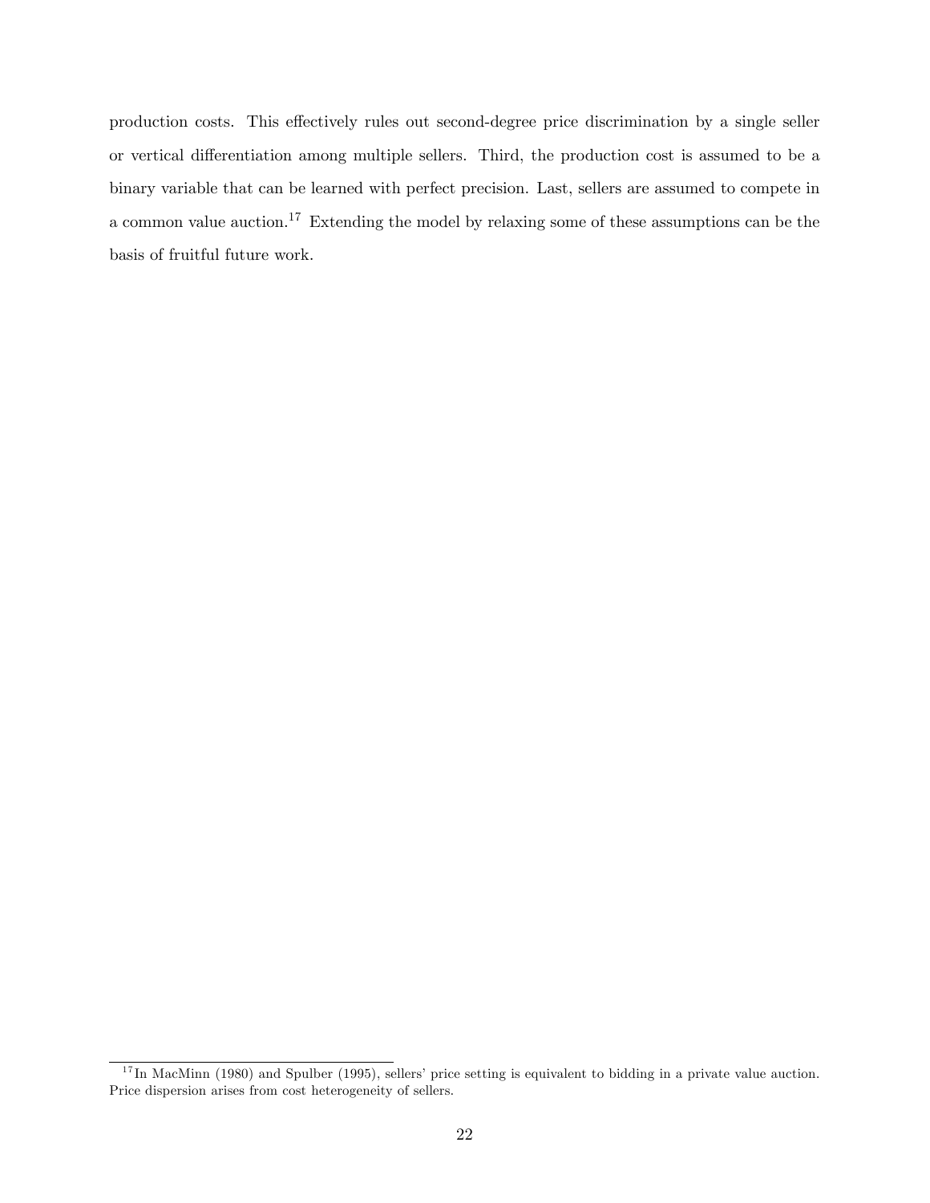production costs. This effectively rules out second-degree price discrimination by a single seller or vertical differentiation among multiple sellers. Third, the production cost is assumed to be a binary variable that can be learned with perfect precision. Last, sellers are assumed to compete in a common value auction.[17] Extending the model by relaxing some of these assumptions can be the basis of fruitful future work.

[17] In MacMinn (1980) and Spulber (1995), sellers' price setting is equivalent to bidding in a private value auction. Price dispersion arises from cost heterogeneity of sellers.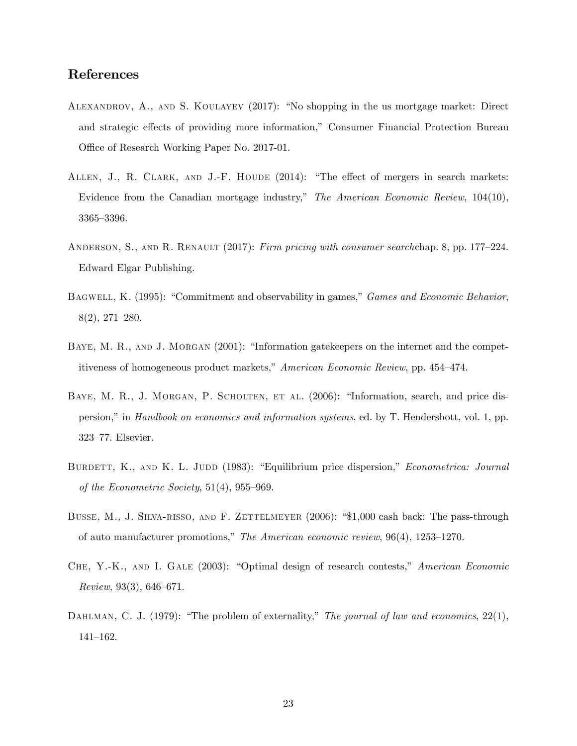## References

Alexandrov, A., and S. Koulayev (2017): "No shopping in the us mortgage market: Direct and strategic effects of providing more information," Consumer Financial Protection Bureau Office of Research Working Paper No. 2017-01.

Allen, J., R. Clark, and J.-F. Houde (2014): "The effect of mergers in search markets: Evidence from the Canadian mortgage industry," *The American Economic Review*, 104(10), 3365–3396.

Anderson, S., and R. Renault (2017): *Firm pricing with consumer search*chap. 8, pp. 177–224. Edward Elgar Publishing.

Bagwell, K. (1995): "Commitment and observability in games," *Games and Economic Behavior*, 8(2), 271–280.

Baye, M. R., and J. Morgan (2001): "Information gatekeepers on the internet and the competitiveness of homogeneous product markets," *American Economic Review*, pp. 454–474.

Baye, M. R., J. Morgan, P. Scholten, et al. (2006): "Information, search, and price dispersion," in *Handbook on economics and information systems*, ed. by T. Hendershott, vol. 1, pp. 323–77. Elsevier.

Burdett, K., and K. L. Judd (1983): "Equilibrium price dispersion," *Econometrica: Journal of the Econometric Society*, 51(4), 955–969.

Busse, M., J. Silva-risso, and F. Zettelmeyer (2006): "\$1,000 cash back: The pass-through of auto manufacturer promotions," *The American economic review*, 96(4), 1253–1270.

Che, Y.-K., and I. Gale (2003): "Optimal design of research contests," *American Economic Review*, 93(3), 646–671.

Dahlman, C. J. (1979): "The problem of externality," *The journal of law and economics*, 22(1), 141–162.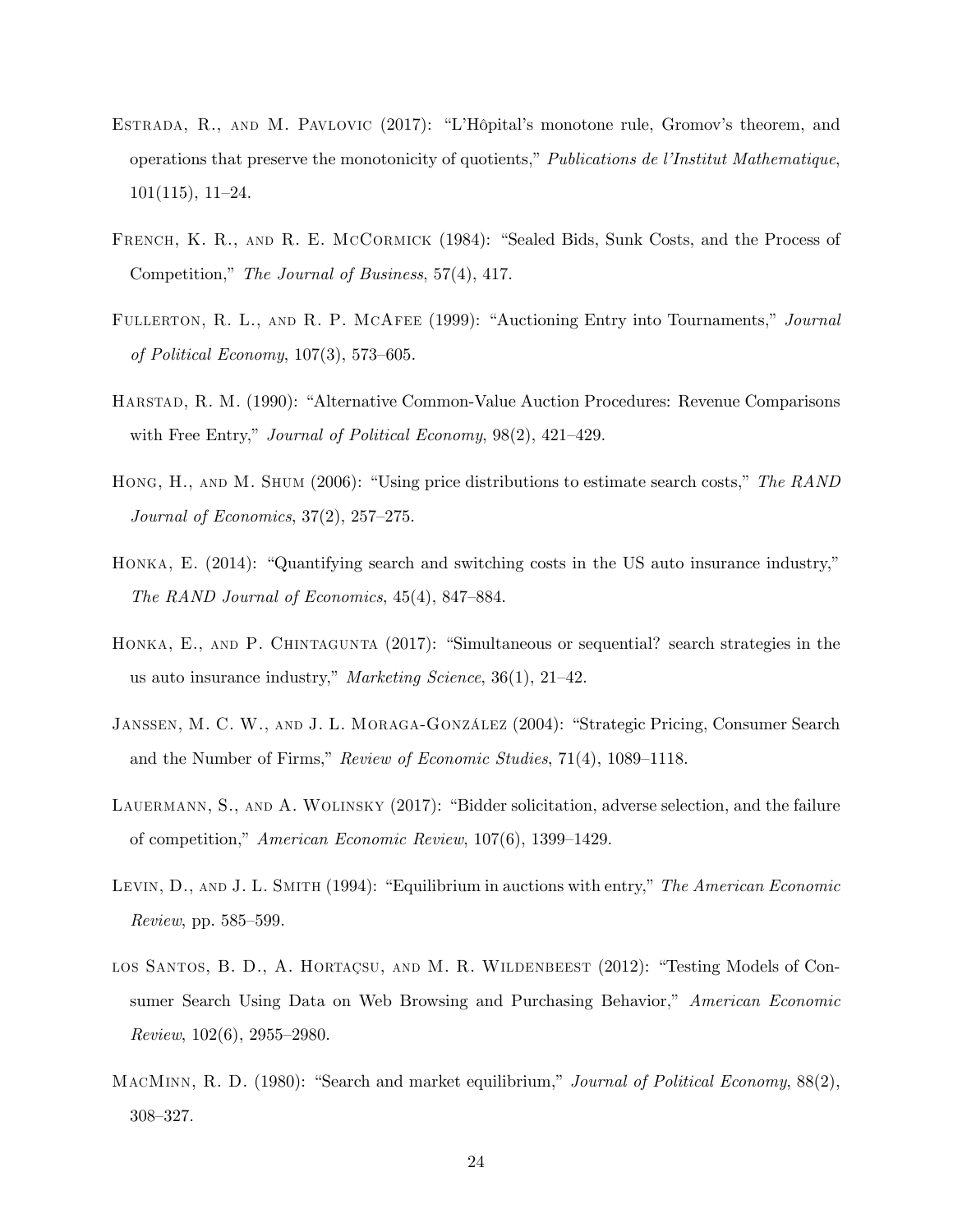Estrada, R., and M. Pavlovic (2017): "L'Hôpital's monotone rule, Gromov's theorem, and operations that preserve the monotonicity of quotients," *Publications de l'Institut Mathematique*, 101(115), 11–24.

French, K. R., and R. E. McCormick (1984): "Sealed Bids, Sunk Costs, and the Process of Competition," *The Journal of Business*, 57(4), 417.

Fullerton, R. L., and R. P. McAfee (1999): "Auctioning Entry into Tournaments," *Journal of Political Economy*, 107(3), 573–605.

Harstad, R. M. (1990): "Alternative Common-Value Auction Procedures: Revenue Comparisons with Free Entry," *Journal of Political Economy*, 98(2), 421–429.

Hong, H., and M. Shum (2006): "Using price distributions to estimate search costs," *The RAND Journal of Economics*, 37(2), 257–275.

Honka, E. (2014): "Quantifying search and switching costs in the US auto insurance industry," *The RAND Journal of Economics*, 45(4), 847–884.

Honka, E., and P. Chintagunta (2017): "Simultaneous or sequential? search strategies in the us auto insurance industry," *Marketing Science*, 36(1), 21–42.

Janssen, M. C. W., and J. L. Moraga-González (2004): "Strategic Pricing, Consumer Search and the Number of Firms," *Review of Economic Studies*, 71(4), 1089–1118.

Lauermann, S., and A. Wolinsky (2017): "Bidder solicitation, adverse selection, and the failure of competition," *American Economic Review*, 107(6), 1399–1429.

Levin, D., and J. L. Smith (1994): "Equilibrium in auctions with entry," *The American Economic Review*, pp. 585–599.

los Santos, B. D., A. Hortaçsu, and M. R. Wildenbeest (2012): "Testing Models of Consumer Search Using Data on Web Browsing and Purchasing Behavior," *American Economic Review*, 102(6), 2955–2980.

MacMinn, R. D. (1980): "Search and market equilibrium," *Journal of Political Economy*, 88(2), 308–327.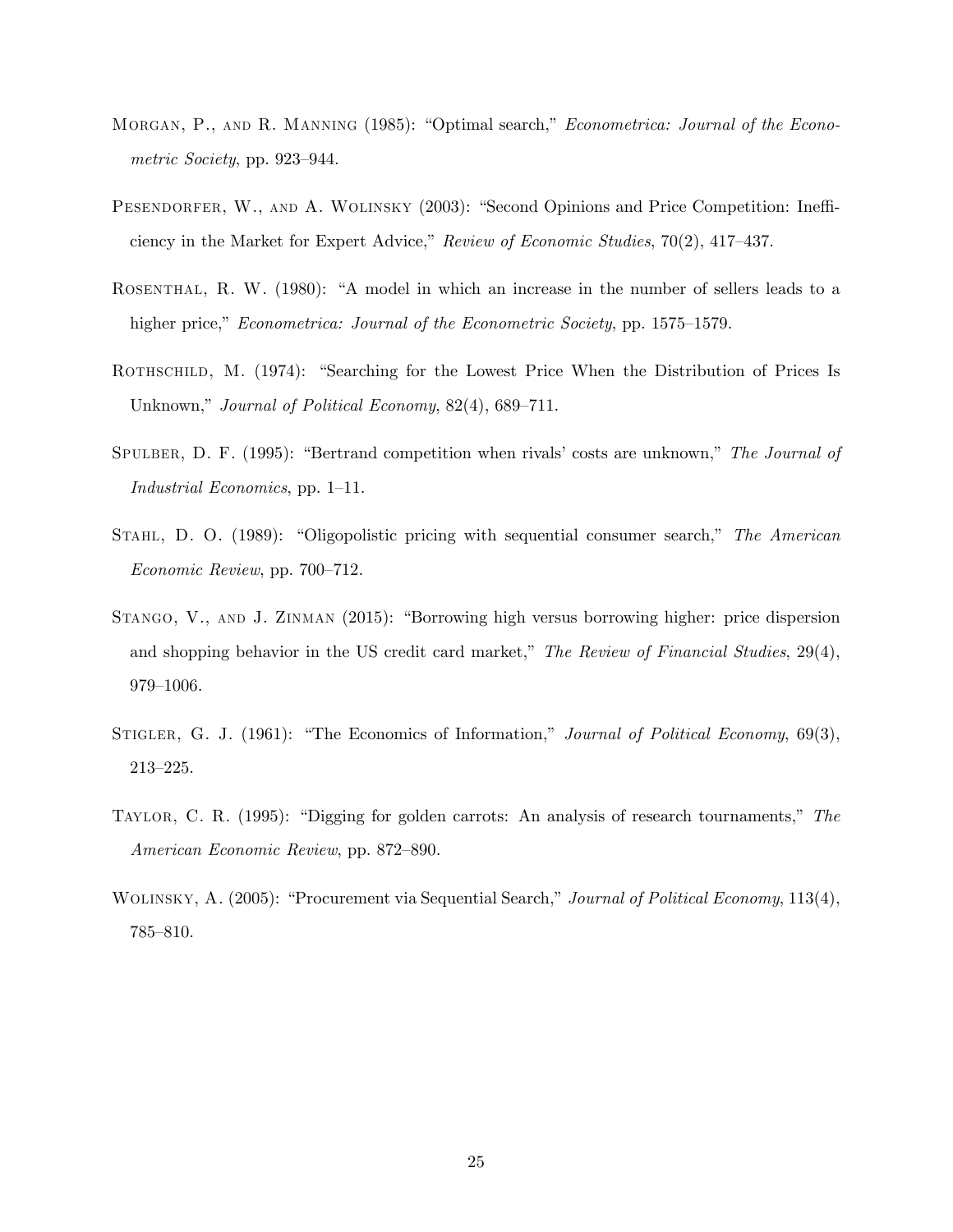Morgan, P., and R. Manning (1985): "Optimal search," *Econometrica: Journal of the Econometric Society*, pp. 923–944.

Pesendorfer, W., and A. Wolinsky (2003): "Second Opinions and Price Competition: Inefficiency in the Market for Expert Advice," *Review of Economic Studies*, 70(2), 417–437.

Rosenthal, R. W. (1980): "A model in which an increase in the number of sellers leads to a higher price," *Econometrica: Journal of the Econometric Society*, pp. 1575–1579.

Rothschild, M. (1974): "Searching for the Lowest Price When the Distribution of Prices Is Unknown," *Journal of Political Economy*, 82(4), 689–711.

Spulber, D. F. (1995): "Bertrand competition when rivals' costs are unknown," *The Journal of Industrial Economics*, pp. 1–11.

Stahl, D. O. (1989): "Oligopolistic pricing with sequential consumer search," *The American Economic Review*, pp. 700–712.

Stango, V., and J. Zinman (2015): "Borrowing high versus borrowing higher: price dispersion and shopping behavior in the US credit card market," *The Review of Financial Studies*, 29(4), 979–1006.

Stigler, G. J. (1961): "The Economics of Information," *Journal of Political Economy*, 69(3), 213–225.

Taylor, C. R. (1995): "Digging for golden carrots: An analysis of research tournaments," *The American Economic Review*, pp. 872–890.

Wolinsky, A. (2005): "Procurement via Sequential Search," *Journal of Political Economy*, 113(4), 785–810.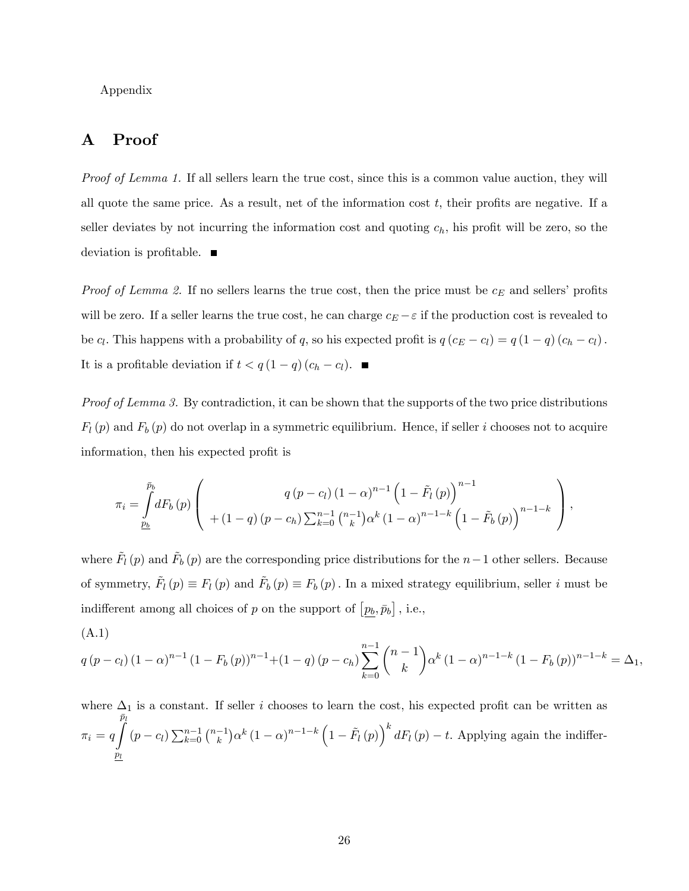Appendix

# A Proof

*Proof of Lemma 1.* If all sellers learn the true cost, since this is a common value auction, they will all quote the same price. As a result, net of the information cost $t$, their profits are negative. If a seller deviates by not incurring the information cost and quoting $c_h$, his profit will be zero, so the deviation is profitable. ■

*Proof of Lemma 2.* If no sellers learns the true cost, then the price must be $c_E$ and sellers' profits will be zero. If a seller learns the true cost, he can charge $c_E - \varepsilon$ if the production cost is revealed to be $c_l$. This happens with a probability of $q$, so his expected profit is $q(c_E - c_l) = q(1-q)(c_h - c_l)$. It is a profitable deviation if $t < q(1-q)(c_h - c_l)$. ■

*Proof of Lemma 3.* By contradiction, it can be shown that the supports of the two price distributions $F_l(p)$ and $F_b(p)$ do not overlap in a symmetric equilibrium. Hence, if seller $i$ chooses not to acquire information, then his expected profit is

$$\pi_i = \int_{\underline{p_b}}^{\bar{p}_b} dF_b(p) \left( \begin{array}{c} q(p-c_l)(1-\alpha)^{n-1}\left(1-\tilde{F}_l(p)\right)^{n-1} \\ +(1-q)(p-c_h)\sum_{k=0}^{n-1}\binom{n-1}{k}\alpha^k(1-\alpha)^{n-1-k}\left(1-\tilde{F}_b(p)\right)^{n-1-k} \end{array} \right),$$

where $\tilde{F}_l(p)$ and $\tilde{F}_b(p)$ are the corresponding price distributions for the $n-1$ other sellers. Because of symmetry, $\tilde{F}_l(p) \equiv F_l(p)$ and $\tilde{F}_b(p) \equiv F_b(p)$. In a mixed strategy equilibrium, seller $i$ must be indifferent among all choices of $p$ on the support of $\left[\underline{p_b}, \bar{p}_b\right]$, i.e.,

(A.1)

$$q(p-c_l)(1-\alpha)^{n-1}(1-F_b(p))^{n-1} + (1-q)(p-c_h)\sum_{k=0}^{n-1}\binom{n-1}{k}\alpha^k(1-\alpha)^{n-1-k}(1-F_b(p))^{n-1-k} = \Delta_1,$$

where $\Delta_1$ is a constant. If seller $i$ chooses to learn the cost, his expected profit can be written as $\pi_i = q\int_{\underline{p_l}}^{\bar{p}_l} (p-c_l)\sum_{k=0}^{n-1}\binom{n-1}{k}\alpha^k(1-\alpha)^{n-1-k}\left(1-\tilde{F}_l(p)\right)^k dF_l(p) - t$. Applying again the indiffer-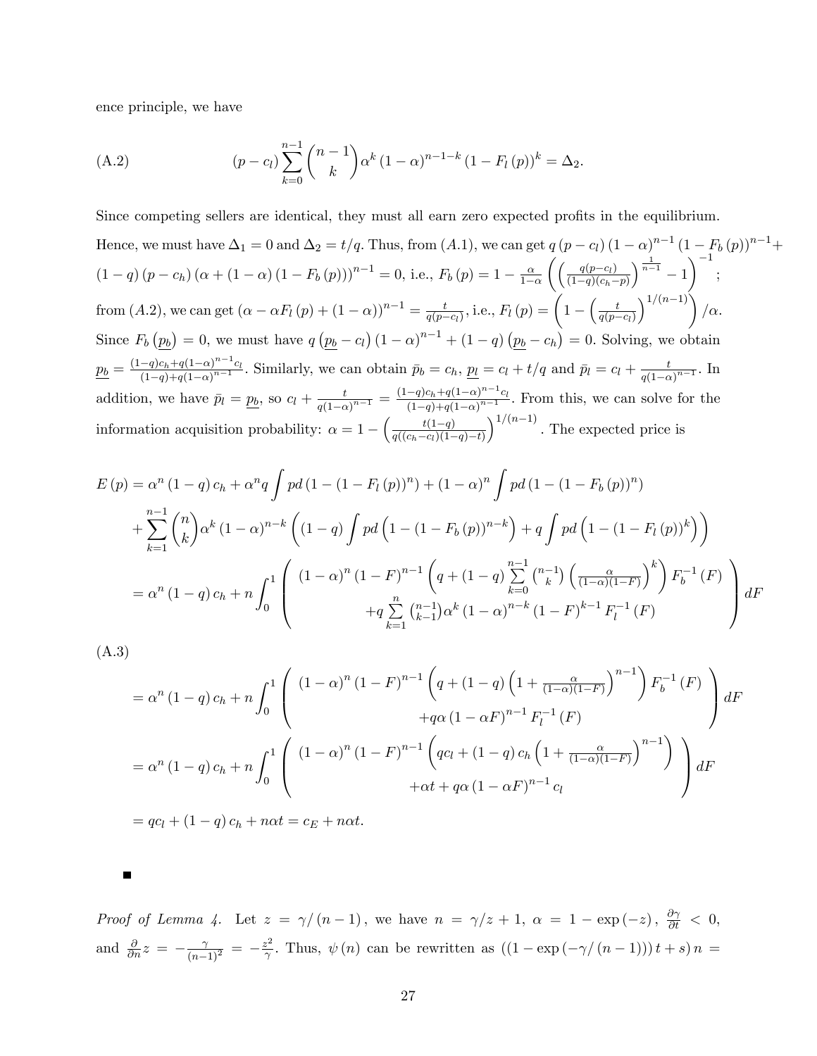ence principle, we have

$$(p - c_l) \sum_{k=0}^{n-1} \binom{n-1}{k} \alpha^k (1-\alpha)^{n-1-k} (1 - F_l(p))^k = \Delta_2. \tag{A.2}$$

Since competing sellers are identical, they must all earn zero expected profits in the equilibrium. Hence, we must have $\Delta_1 = 0$ and $\Delta_2 = t/q$. Thus, from $(A.1)$, we can get $q(p - c_l)(1-\alpha)^{n-1}(1 - F_b(p))^{n-1} + (1-q)(p - c_h)(\alpha + (1-\alpha)(1 - F_b(p)))^{n-1} = 0$, i.e., $F_b(p) = 1 - \frac{\alpha}{1-\alpha}\left(\left(\frac{q(p-c_l)}{(1-q)(c_h-p)}\right)^{\frac{1}{n-1}} - 1\right)^{-1}$; from $(A.2)$, we can get $(\alpha - \alpha F_l(p) + (1-\alpha))^{n-1} = \frac{t}{q(p-c_l)}$, i.e., $F_l(p) = \left(1 - \left(\frac{t}{q(p-c_l)}\right)^{1/(n-1)}\right)/\alpha$. Since $F_b(\underline{p_b}) = 0$, we must have $q(\underline{p_b} - c_l)(1-\alpha)^{n-1} + (1-q)(\underline{p_b} - c_h) = 0$. Solving, we obtain $\underline{p_b} = \frac{(1-q)c_h + q(1-\alpha)^{n-1}c_l}{(1-q)+q(1-\alpha)^{n-1}}$. Similarly, we can obtain $\bar{p}_b = c_h$, $\underline{p_l} = c_l + t/q$ and $\bar{p}_l = c_l + \frac{t}{q(1-\alpha)^{n-1}}$. In addition, we have $\bar{p}_l = \underline{p_b}$, so $c_l + \frac{t}{q(1-\alpha)^{n-1}} = \frac{(1-q)c_h + q(1-\alpha)^{n-1}c_l}{(1-q)+q(1-\alpha)^{n-1}}$. From this, we can solve for the information acquisition probability: $\alpha = 1 - \left(\frac{t(1-q)}{q((c_h-c_l)(1-q)-t)}\right)^{1/(n-1)}$. The expected price is

$$\begin{aligned}
E(p) &= \alpha^n (1-q) c_h + \alpha^n q \int p\, d\left(1 - (1 - F_l(p))^n\right) + (1-\alpha)^n \int p\, d\left(1 - (1 - F_b(p))^n\right) \\
&\quad + \sum_{k=1}^{n-1} \binom{n}{k} \alpha^k (1-\alpha)^{n-k} \left((1-q)\int p\, d\left(1 - (1-F_b(p))^{n-k}\right) + q \int p\, d\left(1 - (1 - F_l(p))^k\right)\right) \\
&= \alpha^n (1-q) c_h + n \int_0^1 \left( \begin{array}{c} (1-\alpha)^n (1-F)^{n-1} \left(q + (1-q)\sum_{k=0}^{n-1}\binom{n-1}{k}\left(\frac{\alpha}{(1-\alpha)(1-F)}\right)^k\right) F_b^{-1}(F) \\ + q \sum_{k=1}^{n} \binom{n-1}{k-1} \alpha^k (1-\alpha)^{n-k} (1-F)^{k-1} F_l^{-1}(F) \end{array} \right) dF
\end{aligned}$$

(A.3)

$$\begin{aligned}
&= \alpha^n (1-q) c_h + n \int_0^1 \left( \begin{array}{c} (1-\alpha)^n (1-F)^{n-1} \left(q + (1-q)\left(1 + \frac{\alpha}{(1-\alpha)(1-F)}\right)^{n-1}\right) F_b^{-1}(F) \\ + q\alpha (1 - \alpha F)^{n-1} F_l^{-1}(F) \end{array} \right) dF \\
&= \alpha^n (1-q) c_h + n \int_0^1 \left( \begin{array}{c} (1-\alpha)^n (1-F)^{n-1} \left(q c_l + (1-q) c_h \left(1 + \frac{\alpha}{(1-\alpha)(1-F)}\right)^{n-1}\right) \\ + \alpha t + q\alpha (1 - \alpha F)^{n-1} c_l \end{array} \right) dF \\
&= q c_l + (1-q) c_h + n\alpha t = c_E + n\alpha t.
\end{aligned}$$

■

*Proof of Lemma 4.* Let $z = \gamma/(n-1)$, we have $n = \gamma/z + 1$, $\alpha = 1 - \exp(-z)$, $\frac{\partial \gamma}{\partial t} < 0$, and $\frac{\partial}{\partial n} z = -\frac{\gamma}{(n-1)^2} = -\frac{z^2}{\gamma}$. Thus, $\psi(n)$ can be rewritten as $((1 - \exp(-\gamma/(n-1)))t + s)n =$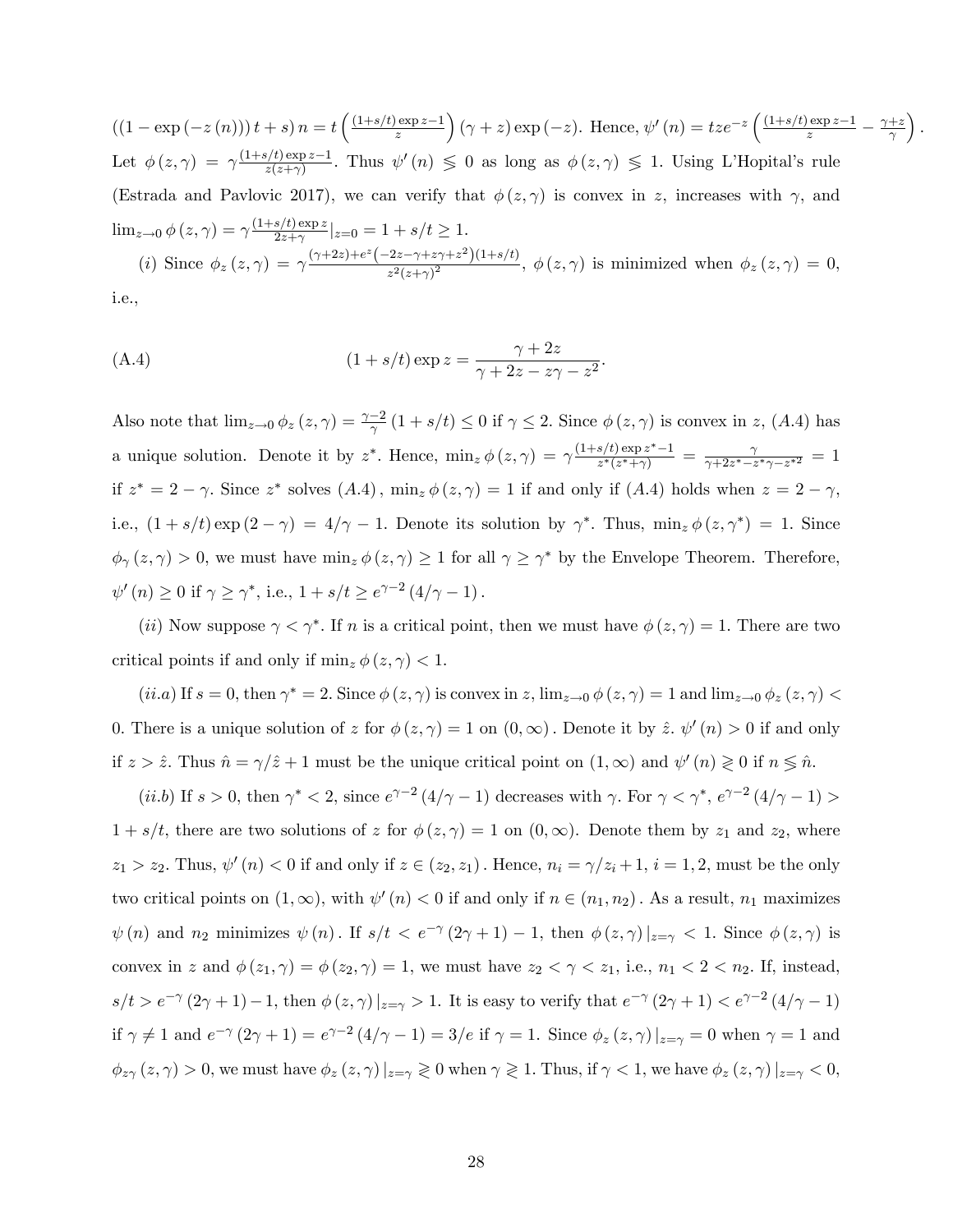$((1-\exp(-z(n)))t+s)n = t\left(\frac{(1+s/t)\exp z-1}{z}\right)(\gamma+z)\exp(-z)$. Hence, $\psi'(n) = tze^{-z}\left(\frac{(1+s/t)\exp z-1}{z} - \frac{\gamma+z}{\gamma}\right)$. Let $\phi(z,\gamma) = \gamma\frac{(1+s/t)\exp z-1}{z(z+\gamma)}$. Thus $\psi'(n) \lesseqgtr 0$ as long as $\phi(z,\gamma) \lesseqgtr 1$. Using L'Hopital's rule (Estrada and Pavlovic 2017), we can verify that $\phi(z,\gamma)$ is convex in $z$, increases with $\gamma$, and $\lim_{z\to 0}\phi(z,\gamma) = \gamma\frac{(1+s/t)\exp z}{2z+\gamma}|_{z=0} = 1+s/t \geq 1$.

(*i*) Since $\phi_z(z,\gamma) = \gamma\frac{(\gamma+2z)+e^z\left(-2z-\gamma+z\gamma+z^2\right)(1+s/t)}{z^2(z+\gamma)^2}$, $\phi(z,\gamma)$ is minimized when $\phi_z(z,\gamma) = 0$, i.e.,

$$(1+s/t)\exp z = \frac{\gamma+2z}{\gamma+2z-z\gamma-z^2}. \tag{A.4}$$

Also note that $\lim_{z\to 0}\phi_z(z,\gamma) = \frac{\gamma-2}{\gamma}(1+s/t) \leq 0$ if $\gamma \leq 2$. Since $\phi(z,\gamma)$ is convex in $z$, $(A.4)$ has a unique solution. Denote it by $z^*$. Hence, $\min_z \phi(z,\gamma) = \gamma\frac{(1+s/t)\exp z^*-1}{z^*(z^*+\gamma)} = \frac{\gamma}{\gamma+2z^*-z^*\gamma-z^{*2}} = 1$ if $z^* = 2-\gamma$. Since $z^*$ solves $(A.4)$, $\min_z\phi(z,\gamma) = 1$ if and only if $(A.4)$ holds when $z = 2-\gamma$, i.e., $(1+s/t)\exp(2-\gamma) = 4/\gamma - 1$. Denote its solution by $\gamma^*$. Thus, $\min_z\phi(z,\gamma^*) = 1$. Since $\phi_\gamma(z,\gamma) > 0$, we must have $\min_z\phi(z,\gamma) \geq 1$ for all $\gamma \geq \gamma^*$ by the Envelope Theorem. Therefore, $\psi'(n) \geq 0$ if $\gamma \geq \gamma^*$, i.e., $1+s/t \geq e^{\gamma-2}(4/\gamma-1)$.

(*ii*) Now suppose $\gamma < \gamma^*$. If $n$ is a critical point, then we must have $\phi(z,\gamma) = 1$. There are two critical points if and only if $\min_z\phi(z,\gamma) < 1$.

(*ii.a*) If $s = 0$, then $\gamma^* = 2$. Since $\phi(z,\gamma)$ is convex in $z$, $\lim_{z\to 0}\phi(z,\gamma) = 1$ and $\lim_{z\to 0}\phi_z(z,\gamma) < 0$. There is a unique solution of $z$ for $\phi(z,\gamma) = 1$ on $(0,\infty)$. Denote it by $\hat{z}$. $\psi'(n) > 0$ if and only if $z > \hat{z}$. Thus $\hat{n} = \gamma/\hat{z}+1$ must be the unique critical point on $(1,\infty)$ and $\psi'(n) \gtreqless 0$ if $n \lesseqgtr \hat{n}$.

(*ii.b*) If $s > 0$, then $\gamma^* < 2$, since $e^{\gamma-2}(4/\gamma-1)$ decreases with $\gamma$. For $\gamma < \gamma^*$, $e^{\gamma-2}(4/\gamma-1) > 1+s/t$, there are two solutions of $z$ for $\phi(z,\gamma) = 1$ on $(0,\infty)$. Denote them by $z_1$ and $z_2$, where $z_1 > z_2$. Thus, $\psi'(n) < 0$ if and only if $z \in (z_2, z_1)$. Hence, $n_i = \gamma/z_i + 1$, $i = 1,2$, must be the only two critical points on $(1,\infty)$, with $\psi'(n) < 0$ if and only if $n \in (n_1, n_2)$. As a result, $n_1$ maximizes $\psi(n)$ and $n_2$ minimizes $\psi(n)$. If $s/t < e^{-\gamma}(2\gamma+1)-1$, then $\phi(z,\gamma)|_{z=\gamma} < 1$. Since $\phi(z,\gamma)$ is convex in $z$ and $\phi(z_1,\gamma) = \phi(z_2,\gamma) = 1$, we must have $z_2 < \gamma < z_1$, i.e., $n_1 < 2 < n_2$. If, instead, $s/t > e^{-\gamma}(2\gamma+1)-1$, then $\phi(z,\gamma)|_{z=\gamma} > 1$. It is easy to verify that $e^{-\gamma}(2\gamma+1) < e^{\gamma-2}(4/\gamma-1)$ if $\gamma \neq 1$ and $e^{-\gamma}(2\gamma+1) = e^{\gamma-2}(4/\gamma-1) = 3/e$ if $\gamma = 1$. Since $\phi_z(z,\gamma)|_{z=\gamma} = 0$ when $\gamma = 1$ and $\phi_{z\gamma}(z,\gamma) > 0$, we must have $\phi_z(z,\gamma)|_{z=\gamma} \gtreqless 0$ when $\gamma \gtreqless 1$. Thus, if $\gamma < 1$, we have $\phi_z(z,\gamma)|_{z=\gamma} < 0$,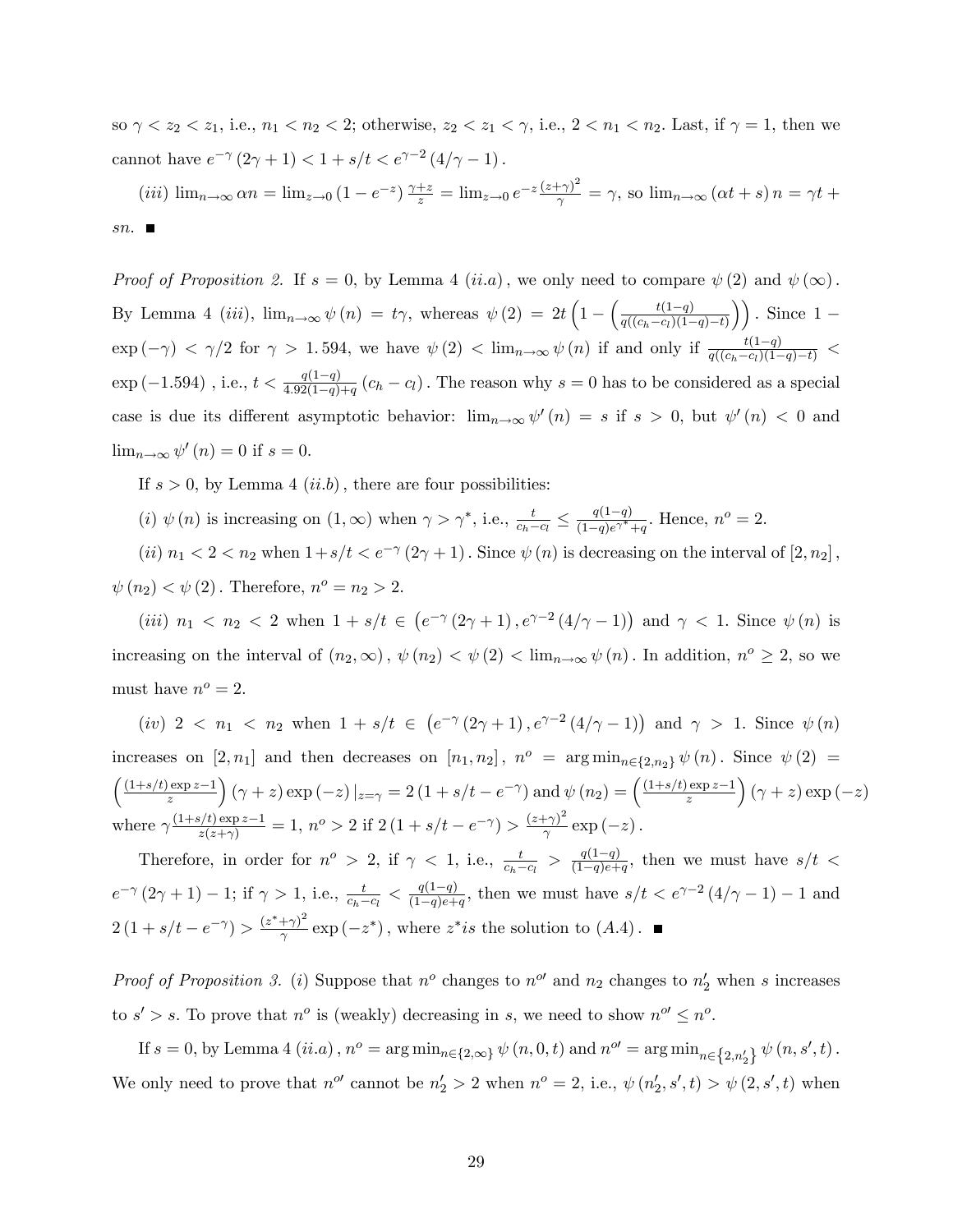so $\gamma < z_2 < z_1$, i.e., $n_1 < n_2 < 2$; otherwise, $z_2 < z_1 < \gamma$, i.e., $2 < n_1 < n_2$. Last, if $\gamma = 1$, then we cannot have $e^{-\gamma}(2\gamma+1) < 1 + s/t < e^{\gamma-2}(4/\gamma - 1)$.

$(iii)$ $\lim_{n\to\infty} \alpha n = \lim_{z\to 0} (1-e^{-z}) \frac{\gamma+z}{z} = \lim_{z\to 0} e^{-z} \frac{(z+\gamma)^2}{\gamma} = \gamma$, so $\lim_{n\to\infty} (\alpha t + s) n = \gamma t + sn$. ■

*Proof of Proposition 2.* If $s = 0$, by Lemma 4 $(ii.a)$, we only need to compare $\psi(2)$ and $\psi(\infty)$. By Lemma 4 $(iii)$, $\lim_{n\to\infty} \psi(n) = t\gamma$, whereas $\psi(2) = 2t\left(1 - \left(\frac{t(1-q)}{q((c_h-c_l)(1-q)-t)}\right)\right)$. Since $1 - \exp(-\gamma) < \gamma/2$ for $\gamma > 1.594$, we have $\psi(2) < \lim_{n\to\infty}\psi(n)$ if and only if $\frac{t(1-q)}{q((c_h-c_l)(1-q)-t)} < \exp(-1.594)$, i.e., $t < \frac{q(1-q)}{4.92(1-q)+q}(c_h - c_l)$. The reason why $s = 0$ has to be considered as a special case is due its different asymptotic behavior: $\lim_{n\to\infty}\psi'(n) = s$ if $s > 0$, but $\psi'(n) < 0$ and $\lim_{n\to\infty}\psi'(n) = 0$ if $s = 0$.

If $s > 0$, by Lemma 4 $(ii.b)$, there are four possibilities:

$(i)$ $\psi(n)$ is increasing on $(1,\infty)$ when $\gamma > \gamma^*$, i.e., $\frac{t}{c_h-c_l} \le \frac{q(1-q)}{(1-q)e^{\gamma^*}+q}$. Hence, $n^o = 2$.

$(ii)$ $n_1 < 2 < n_2$ when $1+s/t < e^{-\gamma}(2\gamma+1)$. Since $\psi(n)$ is decreasing on the interval of $[2, n_2]$, $\psi(n_2) < \psi(2)$. Therefore, $n^o = n_2 > 2$.

$(iii)$ $n_1 < n_2 < 2$ when $1 + s/t \in \left(e^{-\gamma}(2\gamma+1), e^{\gamma-2}(4/\gamma-1)\right)$ and $\gamma < 1$. Since $\psi(n)$ is increasing on the interval of $(n_2, \infty)$, $\psi(n_2) < \psi(2) < \lim_{n\to\infty}\psi(n)$. In addition, $n^o \ge 2$, so we must have $n^o = 2$.

$(iv)$ $2 < n_1 < n_2$ when $1 + s/t \in \left(e^{-\gamma}(2\gamma+1), e^{\gamma-2}(4/\gamma-1)\right)$ and $\gamma > 1$. Since $\psi(n)$ increases on $[2, n_1]$ and then decreases on $[n_1, n_2]$, $n^o = \arg\min_{n\in\{2,n_2\}}\psi(n)$. Since $\psi(2) = \left(\frac{(1+s/t)\exp z - 1}{z}\right)(\gamma+z)\exp(-z)|_{z=\gamma} = 2(1+s/t-e^{-\gamma})$ and $\psi(n_2) = \left(\frac{(1+s/t)\exp z-1}{z}\right)(\gamma+z)\exp(-z)$ where $\gamma\frac{(1+s/t)\exp z-1}{z(z+\gamma)} = 1$, $n^o > 2$ if $2(1+s/t-e^{-\gamma}) > \frac{(z+\gamma)^2}{\gamma}\exp(-z)$.

Therefore, in order for $n^o > 2$, if $\gamma < 1$, i.e., $\frac{t}{c_h-c_l} > \frac{q(1-q)}{(1-q)e+q}$, then we must have $s/t < e^{-\gamma}(2\gamma+1) - 1$; if $\gamma > 1$, i.e., $\frac{t}{c_h-c_l} < \frac{q(1-q)}{(1-q)e+q}$, then we must have $s/t < e^{\gamma-2}(4/\gamma-1) - 1$ and $2(1+s/t-e^{-\gamma}) > \frac{(z^*+\gamma)^2}{\gamma}\exp(-z^*)$, where $z^*$is the solution to $(A.4)$. ■

*Proof of Proposition 3.* $(i)$ Suppose that $n^o$ changes to $n^{o\prime}$ and $n_2$ changes to $n_2'$ when $s$ increases to $s' > s$. To prove that $n^o$ is (weakly) decreasing in $s$, we need to show $n^{o\prime} \le n^o$.

If $s = 0$, by Lemma 4 $(ii.a)$, $n^o = \arg\min_{n\in\{2,\infty\}}\psi(n,0,t)$ and $n^{o\prime} = \arg\min_{n\in\{2,n_2'\}}\psi(n,s',t)$. We only need to prove that $n^{o\prime}$ cannot be $n_2' > 2$ when $n^o = 2$, i.e., $\psi(n_2', s', t) > \psi(2, s', t)$ when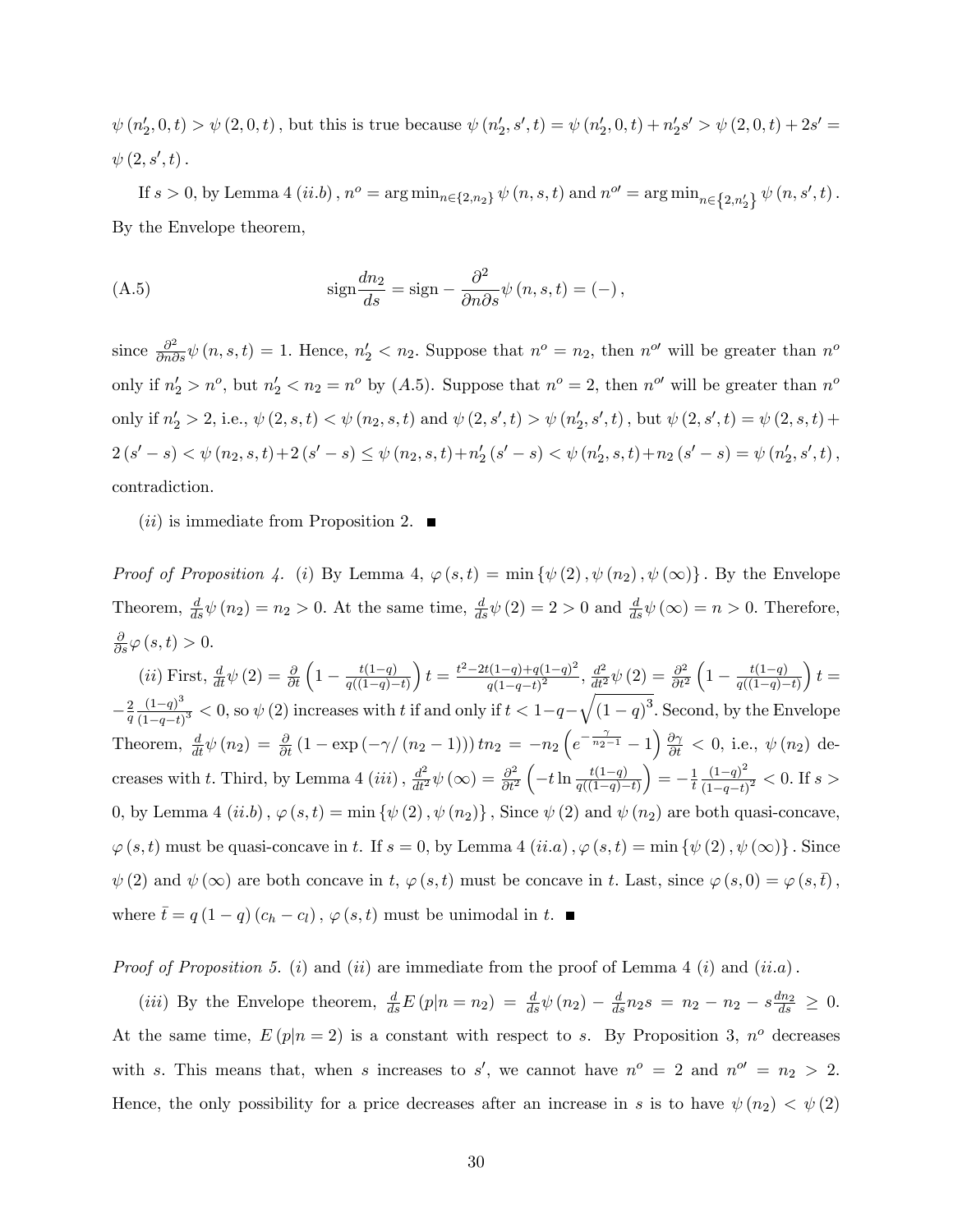$\psi(n_2', 0, t) > \psi(2, 0, t)$, but this is true because $\psi(n_2', s', t) = \psi(n_2', 0, t) + n_2' s' > \psi(2, 0, t) + 2s' = \psi(2, s', t)$.

If $s > 0$, by Lemma 4 $(ii.b)$, $n^o = \arg\min_{n \in \{2, n_2\}} \psi(n, s, t)$ and $n^{o\prime} = \arg\min_{n \in \{2, n_2'\}} \psi(n, s', t)$. By the Envelope theorem,

$$\text{sign}\frac{dn_2}{ds} = \text{sign} - \frac{\partial^2}{\partial n \partial s}\psi(n, s, t) = (-), \tag{A.5}$$

since $\frac{\partial^2}{\partial n \partial s}\psi(n, s, t) = 1$. Hence, $n_2' < n_2$. Suppose that $n^o = n_2$, then $n^{o\prime}$ will be greater than $n^o$ only if $n_2' > n^o$, but $n_2' < n_2 = n^o$ by $(A.5)$. Suppose that $n^o = 2$, then $n^{o\prime}$ will be greater than $n^o$ only if $n_2' > 2$, i.e., $\psi(2, s, t) < \psi(n_2, s, t)$ and $\psi(2, s', t) > \psi(n_2', s', t)$, but $\psi(2, s', t) = \psi(2, s, t) + 2(s' - s) < \psi(n_2, s, t) + 2(s' - s) \leq \psi(n_2, s, t) + n_2'(s' - s) < \psi(n_2', s, t) + n_2(s' - s) = \psi(n_2', s', t)$, contradiction.

$(ii)$ is immediate from Proposition 2. ■

*Proof of Proposition 4.* $(i)$ By Lemma 4, $\varphi(s, t) = \min\{\psi(2), \psi(n_2), \psi(\infty)\}$. By the Envelope Theorem, $\frac{d}{ds}\psi(n_2) = n_2 > 0$. At the same time, $\frac{d}{ds}\psi(2) = 2 > 0$ and $\frac{d}{ds}\psi(\infty) = n > 0$. Therefore, $\frac{\partial}{\partial s}\varphi(s, t) > 0$.

$(ii)$ First, $\frac{d}{dt}\psi(2) = \frac{\partial}{\partial t}\left(1 - \frac{t(1-q)}{q((1-q)-t)}\right)t = \frac{t^2 - 2t(1-q) + q(1-q)^2}{q(1-q-t)^2}$, $\frac{d^2}{dt^2}\psi(2) = \frac{\partial^2}{\partial t^2}\left(1 - \frac{t(1-q)}{q((1-q)-t)}\right)t = -\frac{2}{q}\frac{(1-q)^3}{(1-q-t)^3} < 0$, so $\psi(2)$ increases with $t$ if and only if $t < 1 - q - \sqrt{(1-q)^3}$. Second, by the Envelope Theorem, $\frac{d}{dt}\psi(n_2) = \frac{\partial}{\partial t}(1 - \exp(-\gamma/(n_2 - 1)))tn_2 = -n_2\left(e^{-\frac{\gamma}{n_2 - 1}} - 1\right)\frac{\partial \gamma}{\partial t} < 0$, i.e., $\psi(n_2)$ decreases with $t$. Third, by Lemma 4 $(iii)$, $\frac{d^2}{dt^2}\psi(\infty) = \frac{\partial^2}{\partial t^2}\left(-t\ln\frac{t(1-q)}{q((1-q)-t)}\right) = -\frac{1}{t}\frac{(1-q)^2}{(1-q-t)^2} < 0$. If $s > 0$, by Lemma 4 $(ii.b)$, $\varphi(s, t) = \min\{\psi(2), \psi(n_2)\}$, Since $\psi(2)$ and $\psi(n_2)$ are both quasi-concave, $\varphi(s, t)$ must be quasi-concave in $t$. If $s = 0$, by Lemma 4 $(ii.a)$, $\varphi(s, t) = \min\{\psi(2), \psi(\infty)\}$. Since $\psi(2)$ and $\psi(\infty)$ are both concave in $t$, $\varphi(s, t)$ must be concave in $t$. Last, since $\varphi(s, 0) = \varphi(s, \bar{t})$, where $\bar{t} = q(1-q)(c_h - c_l)$, $\varphi(s, t)$ must be unimodal in $t$. ■

*Proof of Proposition 5.* $(i)$ and $(ii)$ are immediate from the proof of Lemma 4 $(i)$ and $(ii.a)$.

$(iii)$ By the Envelope theorem, $\frac{d}{ds}E(p|n = n_2) = \frac{d}{ds}\psi(n_2) - \frac{d}{ds}n_2 s = n_2 - n_2 - s\frac{dn_2}{ds} \geq 0$. At the same time, $E(p|n = 2)$ is a constant with respect to $s$. By Proposition 3, $n^o$ decreases with $s$. This means that, when $s$ increases to $s'$, we cannot have $n^o = 2$ and $n^{o\prime} = n_2 > 2$. Hence, the only possibility for a price decreases after an increase in $s$ is to have $\psi(n_2) < \psi(2)$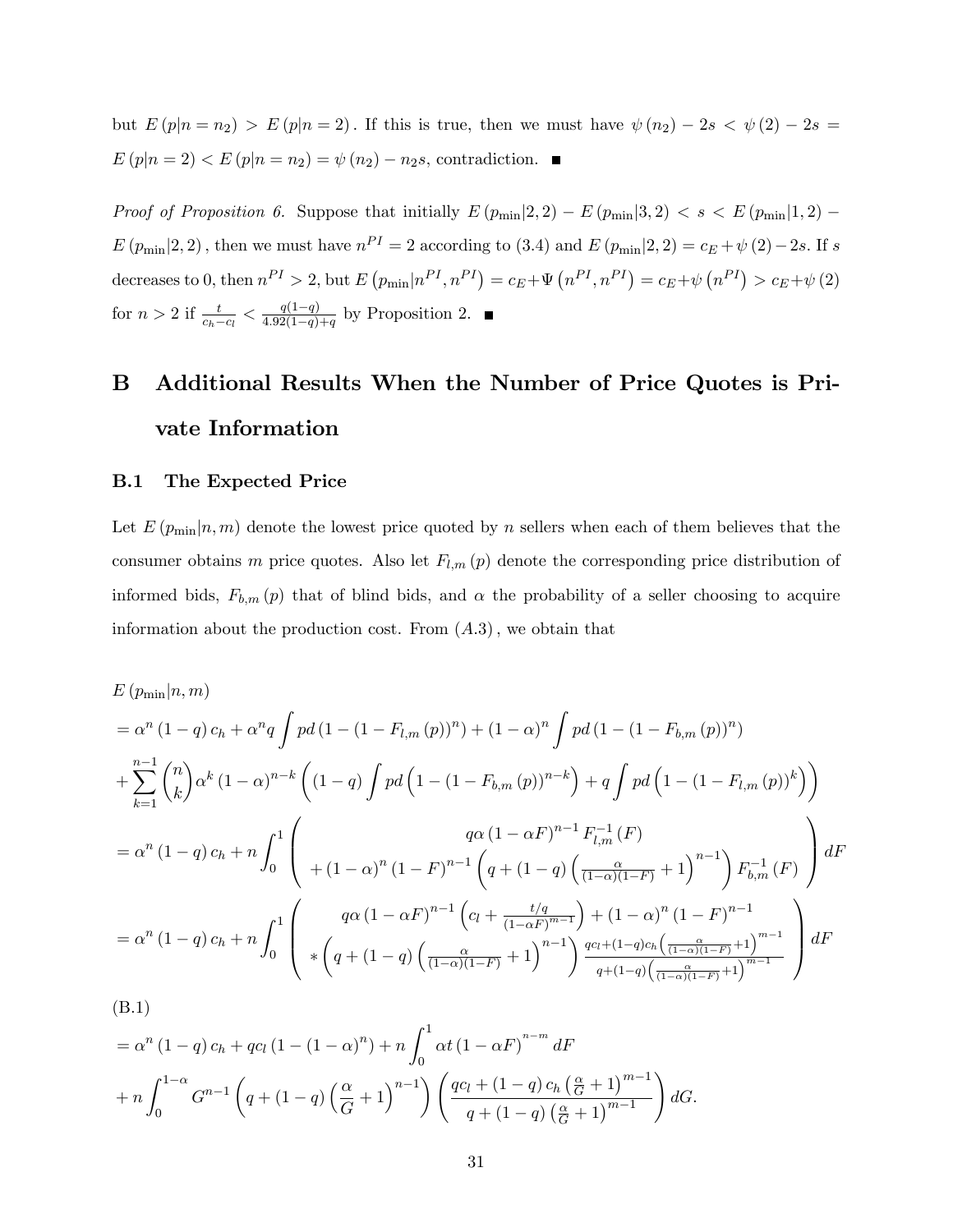but $E(p|n = n_2) > E(p|n = 2)$. If this is true, then we must have $\psi(n_2) - 2s < \psi(2) - 2s = E(p|n = 2) < E(p|n = n_2) = \psi(n_2) - n_2 s$, contradiction. ■

*Proof of Proposition 6.* Suppose that initially $E(p_{\min}|2, 2) - E(p_{\min}|3, 2) < s < E(p_{\min}|1, 2) - E(p_{\min}|2, 2)$, then we must have $n^{PI} = 2$ according to (3.4) and $E(p_{\min}|2, 2) = c_E + \psi(2) - 2s$. If $s$ decreases to 0, then $n^{PI} > 2$, but $E(p_{\min}|n^{PI}, n^{PI}) = c_E + \Psi(n^{PI}, n^{PI}) = c_E + \psi(n^{PI}) > c_E + \psi(2)$ for $n > 2$ if $\frac{t}{c_h - c_l} < \frac{q(1-q)}{4.92(1-q)+q}$ by Proposition 2. ■

# B Additional Results When the Number of Price Quotes is Private Information

## B.1 The Expected Price

Let $E(p_{\min}|n, m)$ denote the lowest price quoted by $n$ sellers when each of them believes that the consumer obtains $m$ price quotes. Also let $F_{l,m}(p)$ denote the corresponding price distribution of informed bids, $F_{b,m}(p)$ that of blind bids, and $\alpha$ the probability of a seller choosing to acquire information about the production cost. From $(A.3)$, we obtain that

$$
\begin{aligned}
& E(p_{\min}|n, m) \\
&= \alpha^n (1-q) c_h + \alpha^n q \int p d\left(1 - (1 - F_{l,m}(p))^n\right) + (1-\alpha)^n \int p d\left(1 - (1 - F_{b,m}(p))^n\right) \\
&+ \sum_{k=1}^{n-1} \binom{n}{k} \alpha^k (1-\alpha)^{n-k} \left((1-q) \int p d\left(1 - (1 - F_{b,m}(p))^{n-k}\right) + q \int p d\left(1 - (1 - F_{l,m}(p))^k\right)\right) \\
&= \alpha^n (1-q) c_h + n \int_0^1 \left( \begin{array}{c} q\alpha (1 - \alpha F)^{n-1} F_{l,m}^{-1}(F) \\ + (1-\alpha)^n (1-F)^{n-1} \left(q + (1-q)\left(\frac{\alpha}{(1-\alpha)(1-F)} + 1\right)^{n-1}\right) F_{b,m}^{-1}(F) \end{array} \right) dF \\
&= \alpha^n (1-q) c_h + n \int_0^1 \left( \begin{array}{c} q\alpha (1 - \alpha F)^{n-1} \left(c_l + \frac{t/q}{(1-\alpha F)^{m-1}}\right) + (1-\alpha)^n (1-F)^{n-1} \\ * \left(q + (1-q)\left(\frac{\alpha}{(1-\alpha)(1-F)} + 1\right)^{n-1}\right) \frac{qc_l + (1-q) c_h \left(\frac{\alpha}{(1-\alpha)(1-F)} + 1\right)^{m-1}}{q + (1-q)\left(\frac{\alpha}{(1-\alpha)(1-F)} + 1\right)^{m-1}} \end{array} \right) dF
\end{aligned}
$$

(B.1)

$$
\begin{aligned}
&= \alpha^n (1-q) c_h + qc_l (1 - (1-\alpha)^n) + n \int_0^1 \alpha t (1 - \alpha F)^{n-m} dF \\
&+ n \int_0^{1-\alpha} G^{n-1} \left(q + (1-q)\left(\frac{\alpha}{G} + 1\right)^{n-1}\right) \left(\frac{qc_l + (1-q) c_h \left(\frac{\alpha}{G} + 1\right)^{m-1}}{q + (1-q)\left(\frac{\alpha}{G} + 1\right)^{m-1}}\right) dG.
\end{aligned}
$$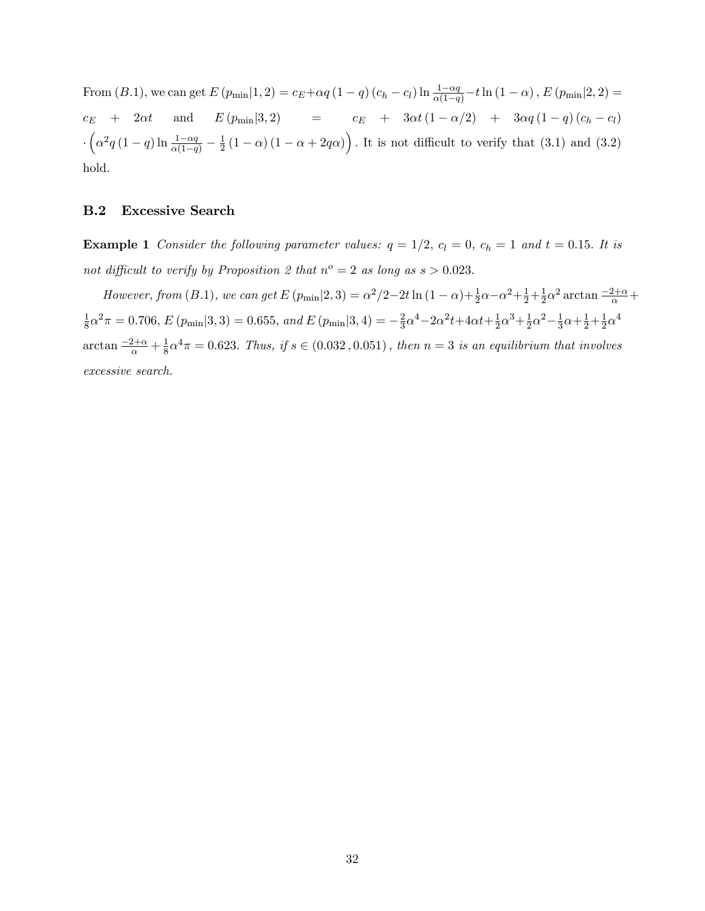From $(B.1)$, we can get $E(p_{\min}|1,2) = c_E + \alpha q(1-q)(c_h - c_l)\ln\frac{1-\alpha q}{\alpha(1-q)} - t\ln(1-\alpha)$, $E(p_{\min}|2,2) = c_E + 2\alpha t$ and $E(p_{\min}|3,2) = c_E + 3\alpha t(1-\alpha/2) + 3\alpha q(1-q)(c_h - c_l) \cdot \left(\alpha^2 q(1-q)\ln\frac{1-\alpha q}{\alpha(1-q)} - \frac{1}{2}(1-\alpha)(1-\alpha+2q\alpha)\right)$. It is not difficult to verify that (3.1) and (3.2) hold.

## B.2 Excessive Search

**Example 1** *Consider the following parameter values: $q = 1/2$, $c_l = 0$, $c_h = 1$ and $t = 0.15$. It is not difficult to verify by Proposition 2 that $n^o = 2$ as long as $s > 0.023$.*

*However, from (B.1), we can get $E(p_{\min}|2,3) = \alpha^2/2 - 2t\ln(1-\alpha) + \frac{1}{2}\alpha - \alpha^2 + \frac{1}{2} + \frac{1}{2}\alpha^2 \arctan\frac{-2+\alpha}{\alpha} + \frac{1}{8}\alpha^2\pi = 0.706$, $E(p_{\min}|3,3) = 0.655$, and $E(p_{\min}|3,4) = -\frac{2}{3}\alpha^4 - 2\alpha^2 t + 4\alpha t + \frac{1}{2}\alpha^3 + \frac{1}{2}\alpha^2 - \frac{1}{3}\alpha + \frac{1}{2} + \frac{1}{2}\alpha^4 \arctan\frac{-2+\alpha}{\alpha} + \frac{1}{8}\alpha^4\pi = 0.623$. Thus, if $s \in (0.032, 0.051)$, then $n = 3$ is an equilibrium that involves excessive search.*